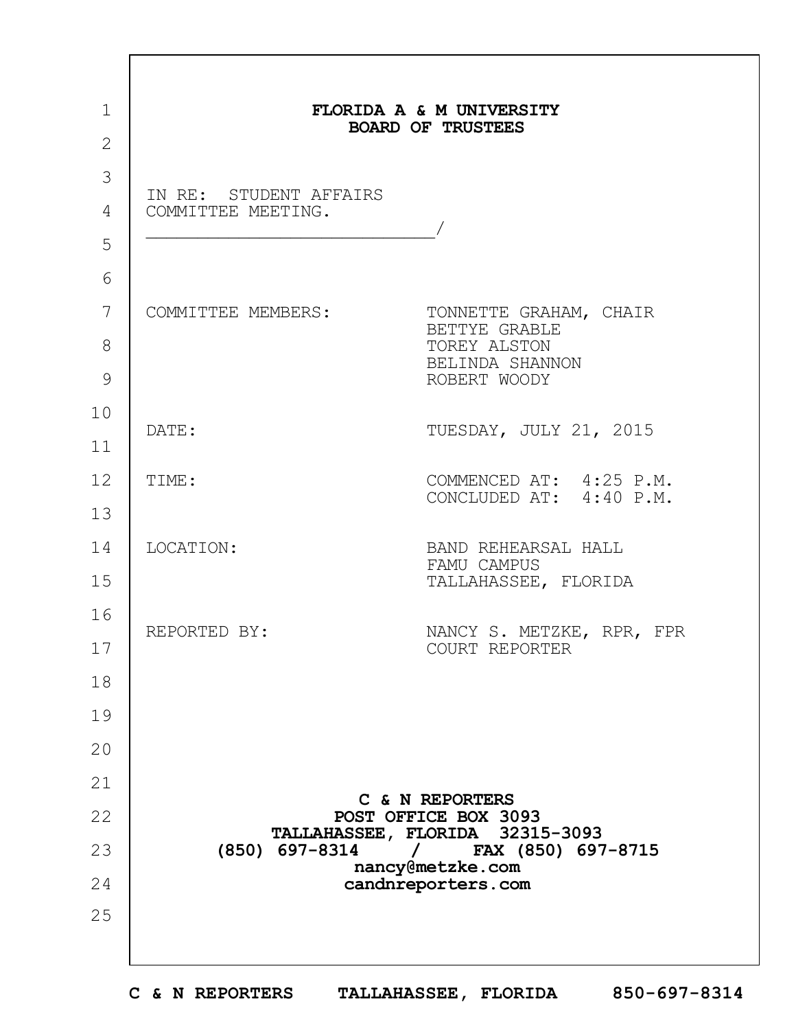# FLORIDA A & M UNIVERSITY
## BOARD OF TRUSTEES

IN RE: STUDENT AFFAIRS COMMITTEE MEETING.
_____________________________/

| | |
|---|---|
| COMMITTEE MEMBERS: | TONNETTE GRAHAM, CHAIR<br>BETTYE GRABLE<br>TOREY ALSTON<br>BELINDA SHANNON<br>ROBERT WOODY |
| DATE: | TUESDAY, JULY 21, 2015 |
| TIME: | COMMENCED AT: 4:25 P.M.<br>CONCLUDED AT: 4:40 P.M. |
| LOCATION: | BAND REHEARSAL HALL<br>FAMU CAMPUS<br>TALLAHASSEE, FLORIDA |
| REPORTED BY: | NANCY S. METZKE, RPR, FPR<br>COURT REPORTER |

**C & N REPORTERS**
**POST OFFICE BOX 3093**
**TALLAHASSEE, FLORIDA 32315-3093**
**(850) 697-8314 / FAX (850) 697-8715**
**nancy@metzke.com**
**candnreporters.com**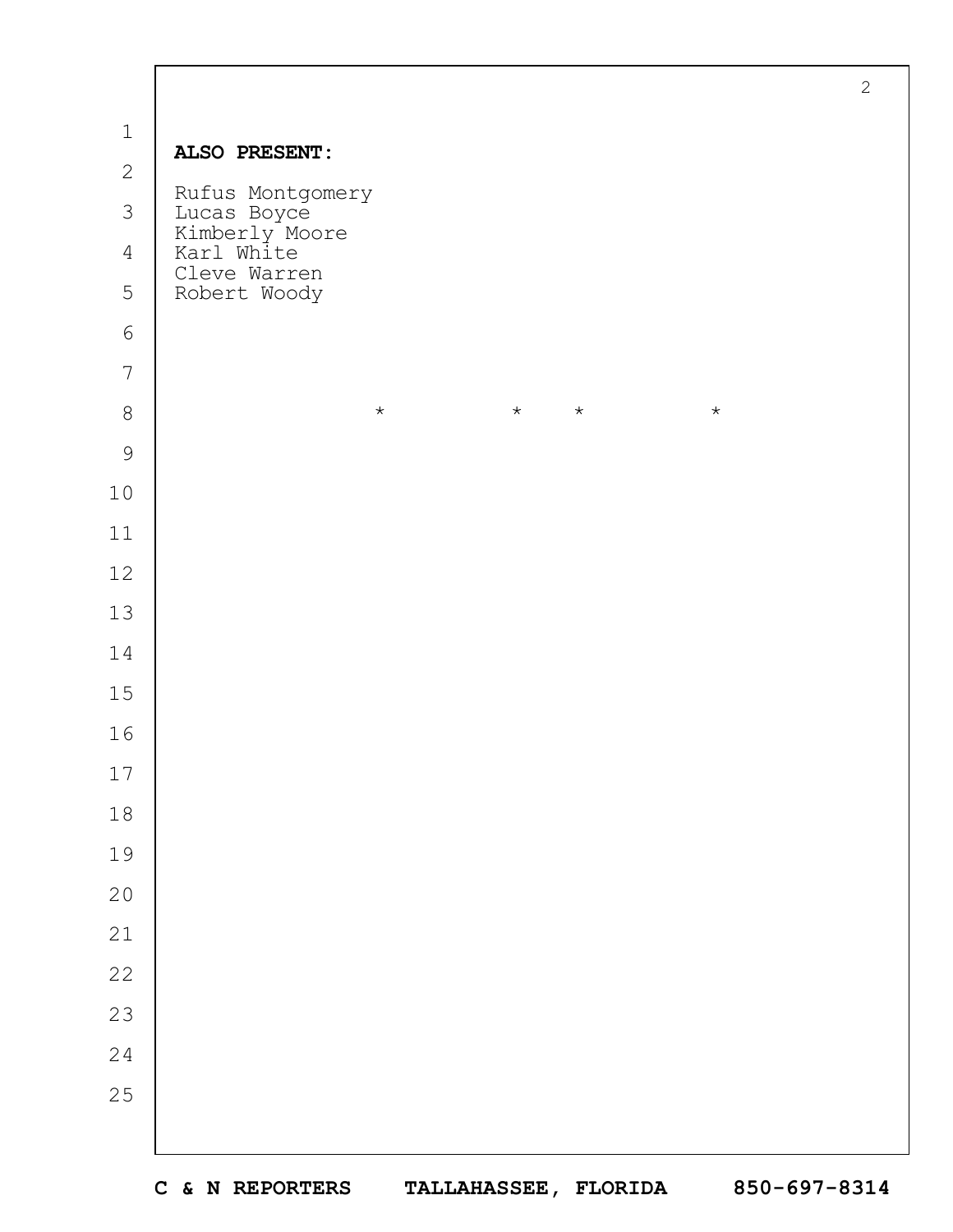**ALSO PRESENT:**

Rufus Montgomery
Lucas Boyce
Kimberly Moore
Karl White
Cleve Warren
Robert Woody

\* \* \* \*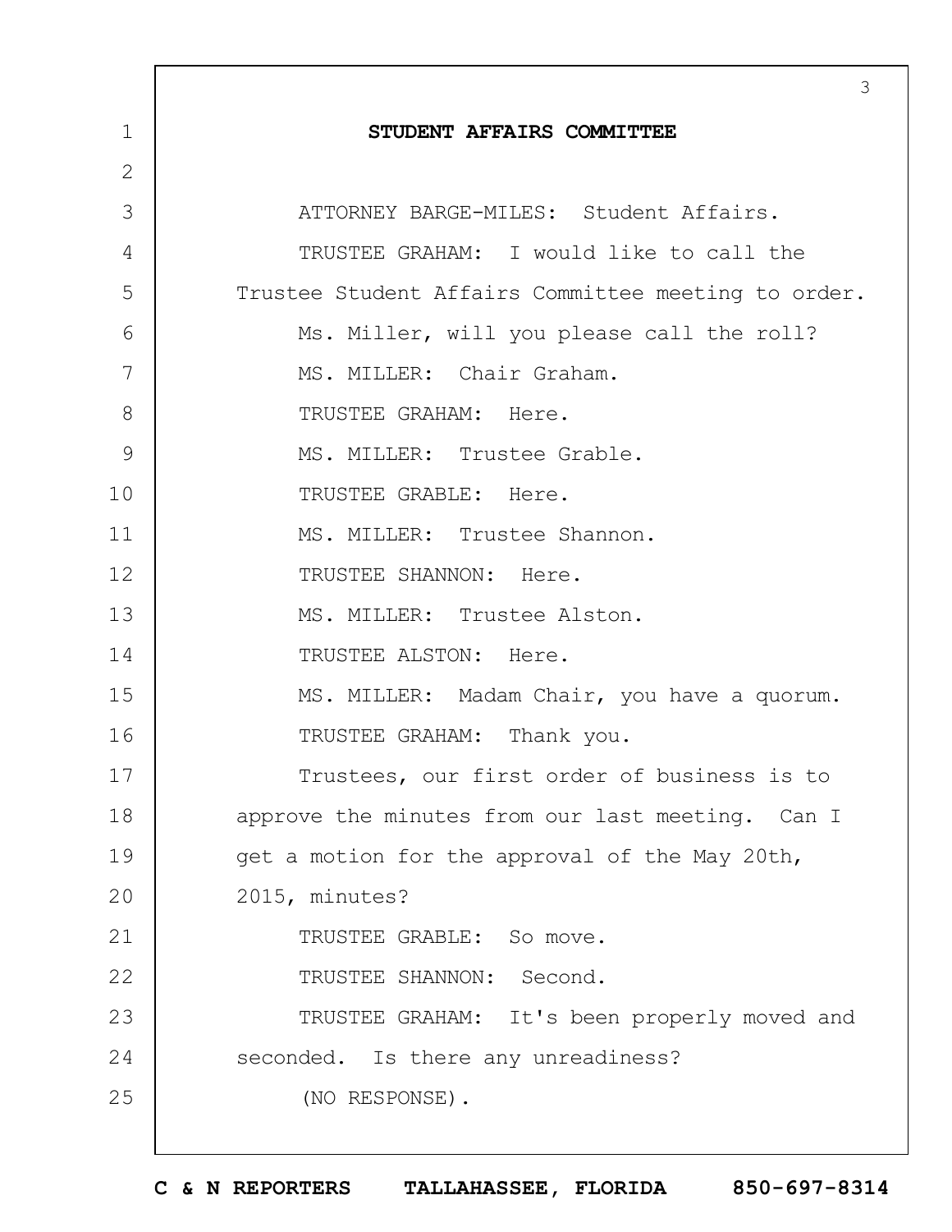**STUDENT AFFAIRS COMMITTEE**

ATTORNEY BARGE-MILES: Student Affairs.

TRUSTEE GRAHAM: I would like to call the Trustee Student Affairs Committee meeting to order.

Ms. Miller, will you please call the roll?

MS. MILLER: Chair Graham.

TRUSTEE GRAHAM: Here.

MS. MILLER: Trustee Grable.

TRUSTEE GRABLE: Here.

MS. MILLER: Trustee Shannon.

TRUSTEE SHANNON: Here.

MS. MILLER: Trustee Alston.

TRUSTEE ALSTON: Here.

MS. MILLER: Madam Chair, you have a quorum.

TRUSTEE GRAHAM: Thank you.

Trustees, our first order of business is to approve the minutes from our last meeting. Can I get a motion for the approval of the May 20th, 2015, minutes?

TRUSTEE GRABLE: So move.

TRUSTEE SHANNON: Second.

TRUSTEE GRAHAM: It's been properly moved and seconded. Is there any unreadiness?

(NO RESPONSE).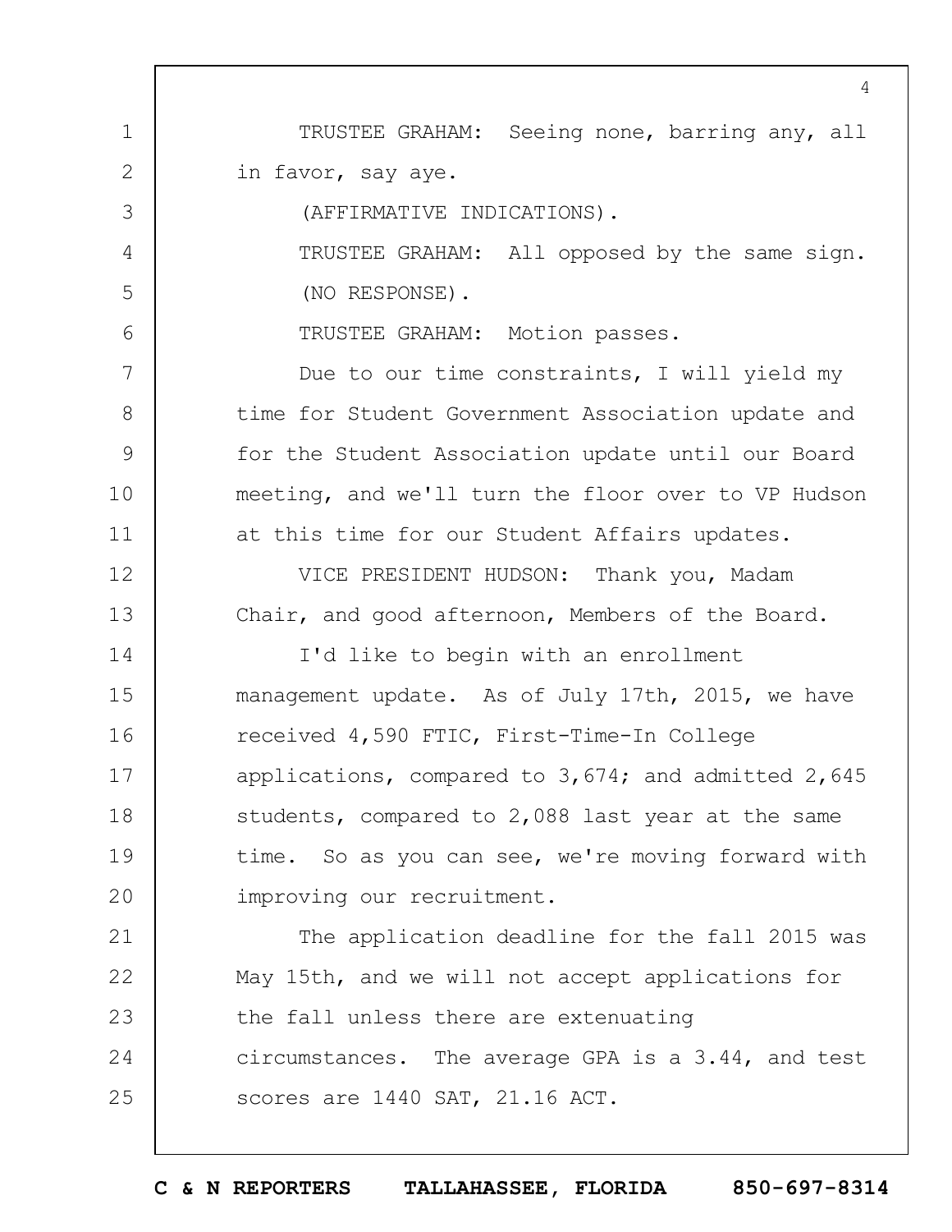TRUSTEE GRAHAM: Seeing none, barring any, all in favor, say aye.

(AFFIRMATIVE INDICATIONS).

TRUSTEE GRAHAM: All opposed by the same sign.

(NO RESPONSE).

TRUSTEE GRAHAM: Motion passes.

Due to our time constraints, I will yield my time for Student Government Association update and for the Student Association update until our Board meeting, and we'll turn the floor over to VP Hudson at this time for our Student Affairs updates.

VICE PRESIDENT HUDSON: Thank you, Madam Chair, and good afternoon, Members of the Board.

I'd like to begin with an enrollment management update. As of July 17th, 2015, we have received 4,590 FTIC, First-Time-In College applications, compared to 3,674; and admitted 2,645 students, compared to 2,088 last year at the same time. So as you can see, we're moving forward with improving our recruitment.

The application deadline for the fall 2015 was May 15th, and we will not accept applications for the fall unless there are extenuating circumstances. The average GPA is a 3.44, and test scores are 1440 SAT, 21.16 ACT.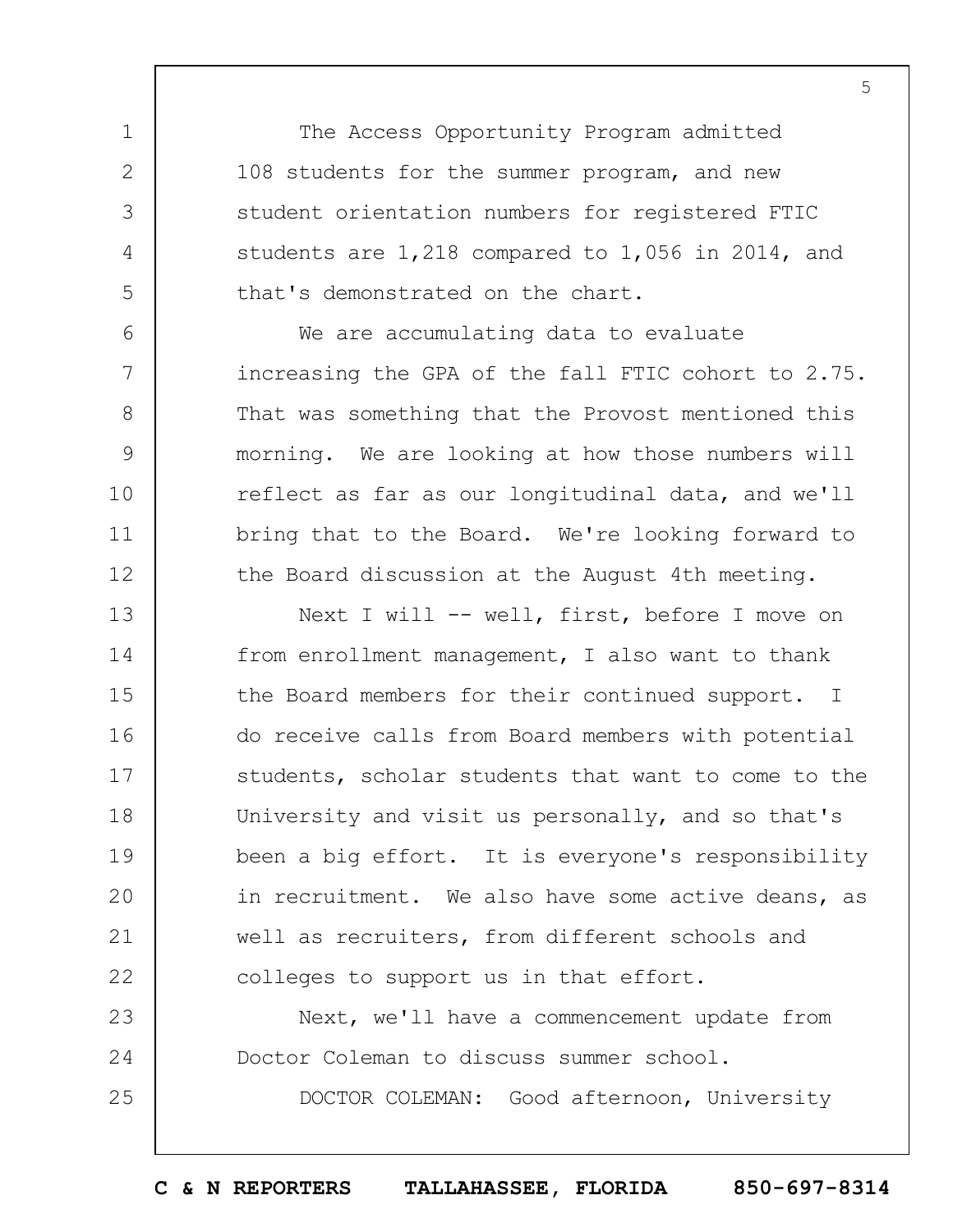The Access Opportunity Program admitted 108 students for the summer program, and new student orientation numbers for registered FTIC students are 1,218 compared to 1,056 in 2014, and that's demonstrated on the chart.

We are accumulating data to evaluate increasing the GPA of the fall FTIC cohort to 2.75. That was something that the Provost mentioned this morning. We are looking at how those numbers will reflect as far as our longitudinal data, and we'll bring that to the Board. We're looking forward to the Board discussion at the August 4th meeting.

Next I will -- well, first, before I move on from enrollment management, I also want to thank the Board members for their continued support. I do receive calls from Board members with potential students, scholar students that want to come to the University and visit us personally, and so that's been a big effort. It is everyone's responsibility in recruitment. We also have some active deans, as well as recruiters, from different schools and colleges to support us in that effort.

Next, we'll have a commencement update from Doctor Coleman to discuss summer school.

DOCTOR COLEMAN: Good afternoon, University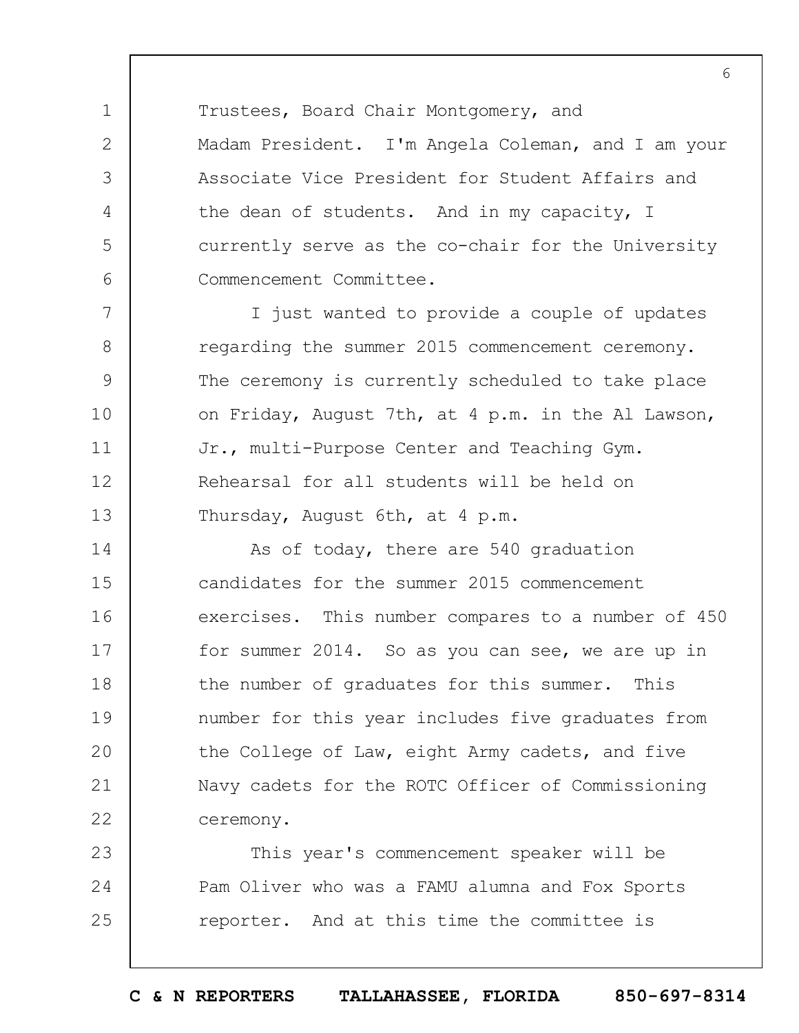Trustees, Board Chair Montgomery, and Madam President. I'm Angela Coleman, and I am your Associate Vice President for Student Affairs and the dean of students. And in my capacity, I currently serve as the co-chair for the University Commencement Committee.

I just wanted to provide a couple of updates regarding the summer 2015 commencement ceremony. The ceremony is currently scheduled to take place on Friday, August 7th, at 4 p.m. in the Al Lawson, Jr., multi-Purpose Center and Teaching Gym. Rehearsal for all students will be held on Thursday, August 6th, at 4 p.m.

As of today, there are 540 graduation candidates for the summer 2015 commencement exercises. This number compares to a number of 450 for summer 2014. So as you can see, we are up in the number of graduates for this summer. This number for this year includes five graduates from the College of Law, eight Army cadets, and five Navy cadets for the ROTC Officer of Commissioning ceremony.

This year's commencement speaker will be Pam Oliver who was a FAMU alumna and Fox Sports reporter. And at this time the committee is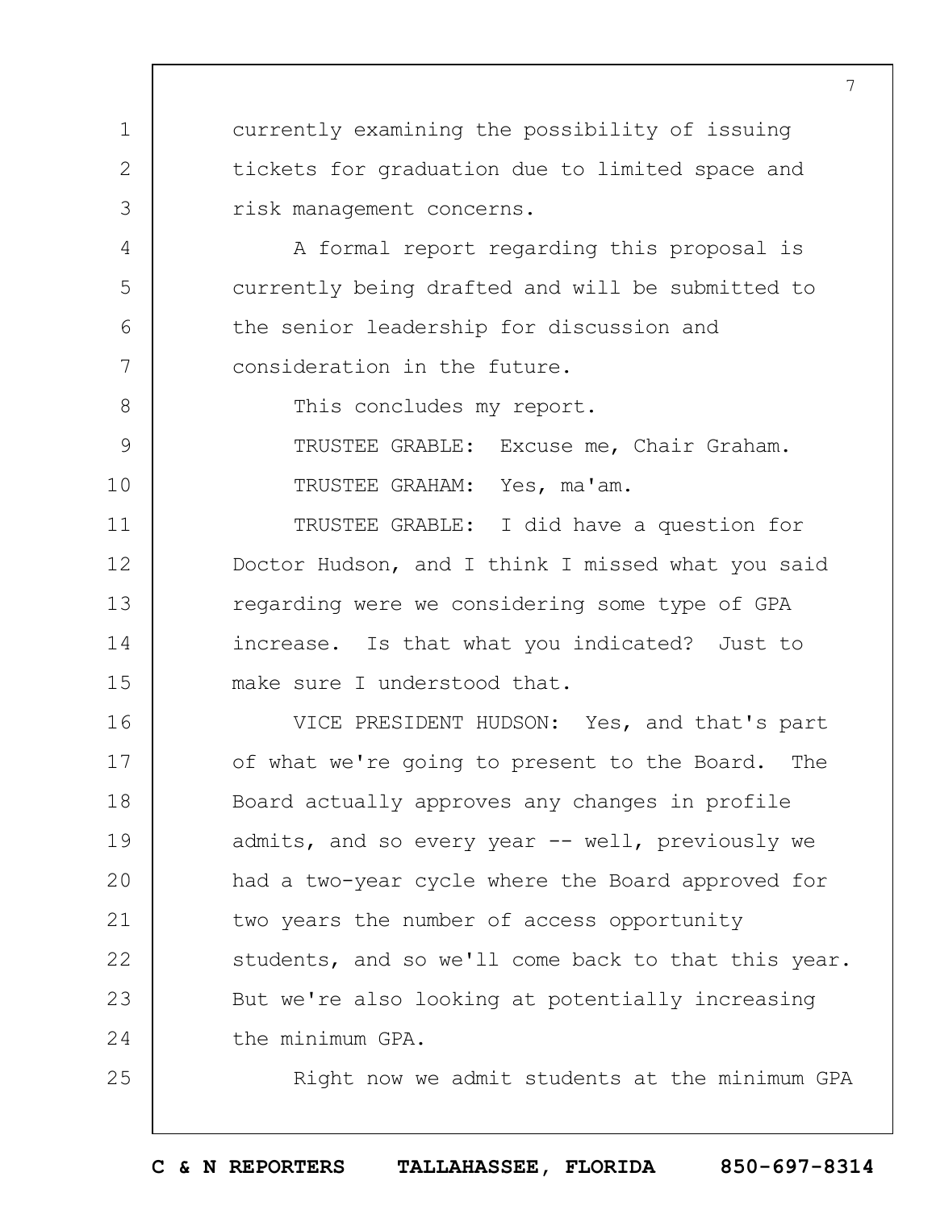currently examining the possibility of issuing tickets for graduation due to limited space and risk management concerns.

A formal report regarding this proposal is currently being drafted and will be submitted to the senior leadership for discussion and consideration in the future.

This concludes my report.

TRUSTEE GRABLE: Excuse me, Chair Graham.

TRUSTEE GRAHAM: Yes, ma'am.

TRUSTEE GRABLE: I did have a question for Doctor Hudson, and I think I missed what you said regarding were we considering some type of GPA increase. Is that what you indicated? Just to make sure I understood that.

VICE PRESIDENT HUDSON: Yes, and that's part of what we're going to present to the Board. The Board actually approves any changes in profile admits, and so every year -- well, previously we had a two-year cycle where the Board approved for two years the number of access opportunity students, and so we'll come back to that this year. But we're also looking at potentially increasing the minimum GPA.

Right now we admit students at the minimum GPA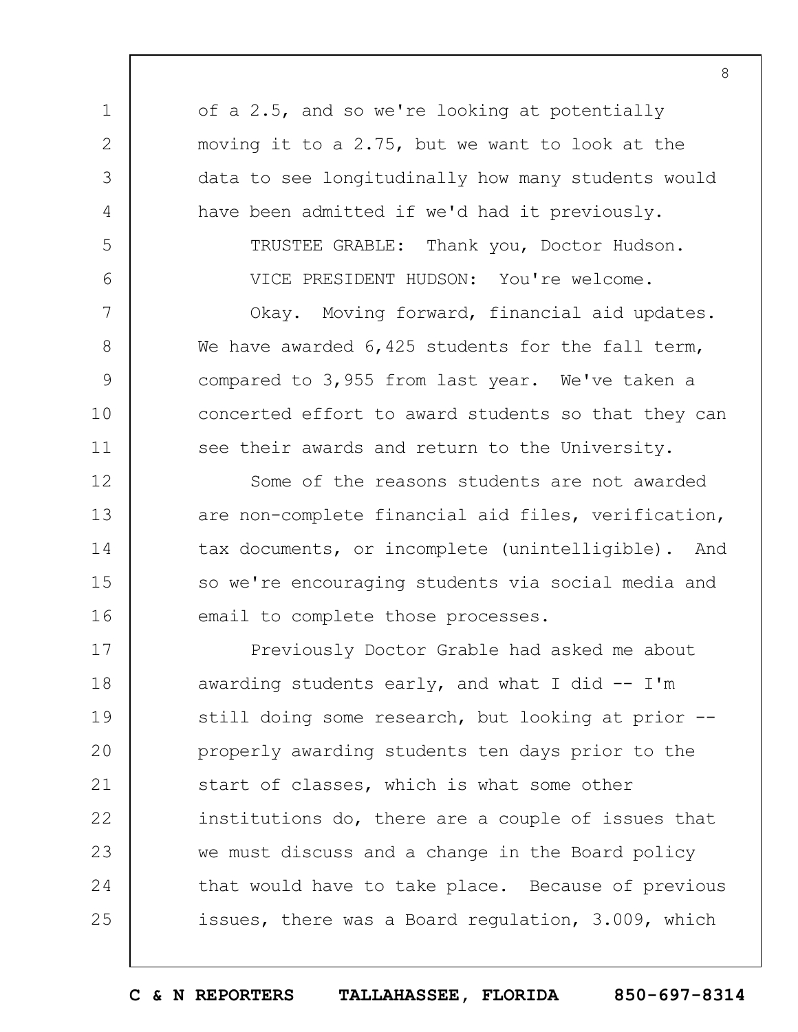of a 2.5, and so we're looking at potentially moving it to a 2.75, but we want to look at the data to see longitudinally how many students would have been admitted if we'd had it previously.

TRUSTEE GRABLE: Thank you, Doctor Hudson.

VICE PRESIDENT HUDSON: You're welcome.

Okay. Moving forward, financial aid updates. We have awarded 6,425 students for the fall term, compared to 3,955 from last year. We've taken a concerted effort to award students so that they can see their awards and return to the University.

Some of the reasons students are not awarded are non-complete financial aid files, verification, tax documents, or incomplete (unintelligible). And so we're encouraging students via social media and email to complete those processes.

Previously Doctor Grable had asked me about awarding students early, and what I did -- I'm still doing some research, but looking at prior -- properly awarding students ten days prior to the start of classes, which is what some other institutions do, there are a couple of issues that we must discuss and a change in the Board policy that would have to take place. Because of previous issues, there was a Board regulation, 3.009, which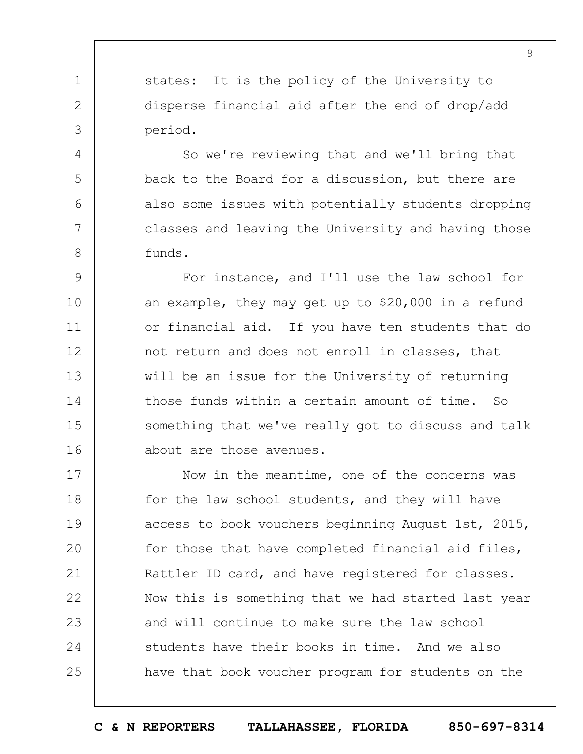states: It is the policy of the University to disperse financial aid after the end of drop/add period.

So we're reviewing that and we'll bring that back to the Board for a discussion, but there are also some issues with potentially students dropping classes and leaving the University and having those funds.

For instance, and I'll use the law school for an example, they may get up to $20,000 in a refund or financial aid. If you have ten students that do not return and does not enroll in classes, that will be an issue for the University of returning those funds within a certain amount of time. So something that we've really got to discuss and talk about are those avenues.

Now in the meantime, one of the concerns was for the law school students, and they will have access to book vouchers beginning August 1st, 2015, for those that have completed financial aid files, Rattler ID card, and have registered for classes. Now this is something that we had started last year and will continue to make sure the law school students have their books in time. And we also have that book voucher program for students on the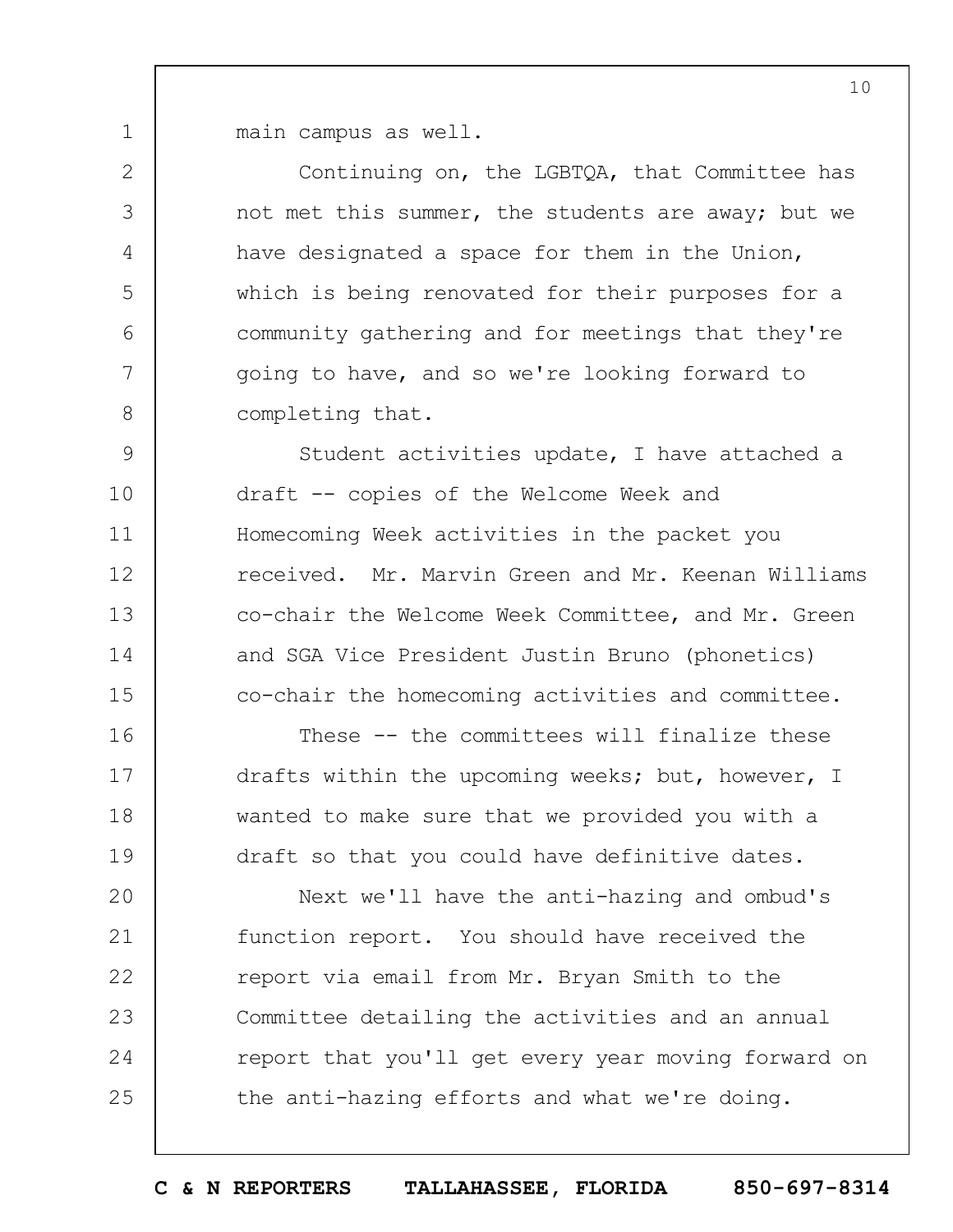main campus as well.

Continuing on, the LGBTQA, that Committee has not met this summer, the students are away; but we have designated a space for them in the Union, which is being renovated for their purposes for a community gathering and for meetings that they're going to have, and so we're looking forward to completing that.

Student activities update, I have attached a draft -- copies of the Welcome Week and Homecoming Week activities in the packet you received. Mr. Marvin Green and Mr. Keenan Williams co-chair the Welcome Week Committee, and Mr. Green and SGA Vice President Justin Bruno (phonetics) co-chair the homecoming activities and committee.

These -- the committees will finalize these drafts within the upcoming weeks; but, however, I wanted to make sure that we provided you with a draft so that you could have definitive dates.

Next we'll have the anti-hazing and ombud's function report. You should have received the report via email from Mr. Bryan Smith to the Committee detailing the activities and an annual report that you'll get every year moving forward on the anti-hazing efforts and what we're doing.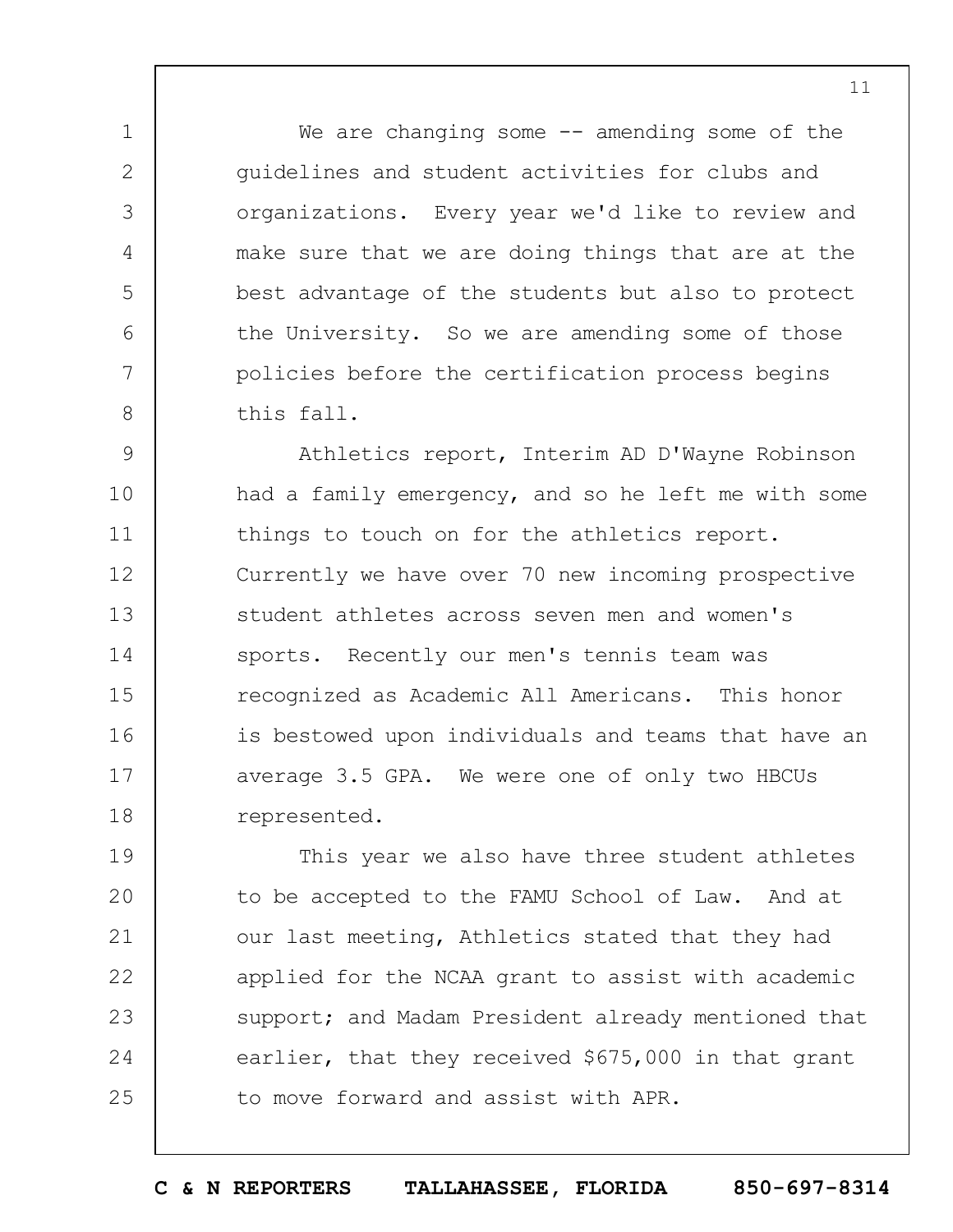We are changing some -- amending some of the guidelines and student activities for clubs and organizations. Every year we'd like to review and make sure that we are doing things that are at the best advantage of the students but also to protect the University. So we are amending some of those policies before the certification process begins this fall.

Athletics report, Interim AD D'Wayne Robinson had a family emergency, and so he left me with some things to touch on for the athletics report. Currently we have over 70 new incoming prospective student athletes across seven men and women's sports. Recently our men's tennis team was recognized as Academic All Americans. This honor is bestowed upon individuals and teams that have an average 3.5 GPA. We were one of only two HBCUs represented.

This year we also have three student athletes to be accepted to the FAMU School of Law. And at our last meeting, Athletics stated that they had applied for the NCAA grant to assist with academic support; and Madam President already mentioned that earlier, that they received $675,000 in that grant to move forward and assist with APR.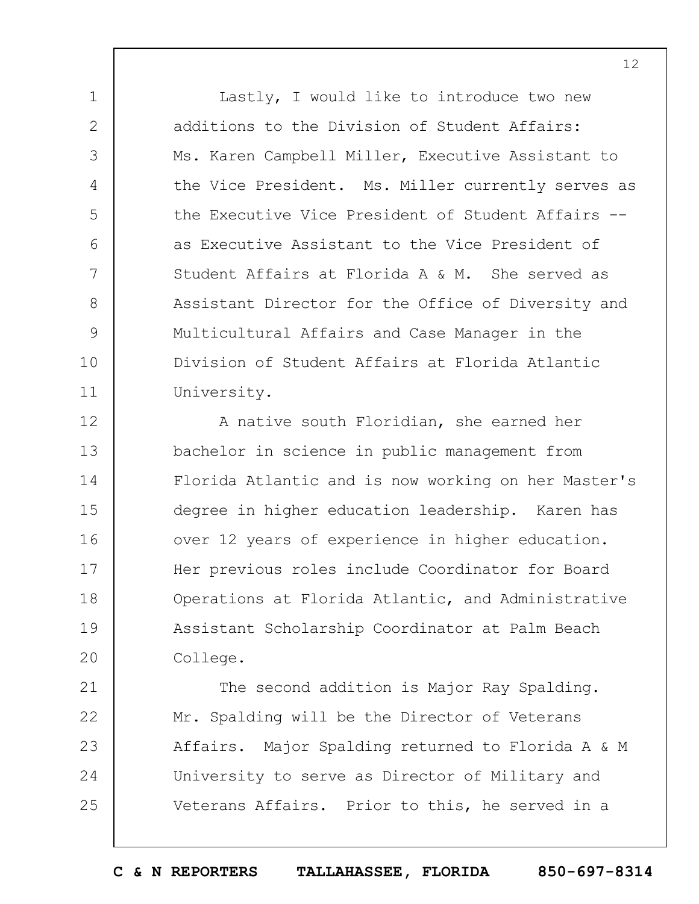Lastly, I would like to introduce two new additions to the Division of Student Affairs: Ms. Karen Campbell Miller, Executive Assistant to the Vice President. Ms. Miller currently serves as the Executive Vice President of Student Affairs -- as Executive Assistant to the Vice President of Student Affairs at Florida A & M. She served as Assistant Director for the Office of Diversity and Multicultural Affairs and Case Manager in the Division of Student Affairs at Florida Atlantic University.

A native south Floridian, she earned her bachelor in science in public management from Florida Atlantic and is now working on her Master's degree in higher education leadership. Karen has over 12 years of experience in higher education. Her previous roles include Coordinator for Board Operations at Florida Atlantic, and Administrative Assistant Scholarship Coordinator at Palm Beach College.

The second addition is Major Ray Spalding. Mr. Spalding will be the Director of Veterans Affairs. Major Spalding returned to Florida A & M University to serve as Director of Military and Veterans Affairs. Prior to this, he served in a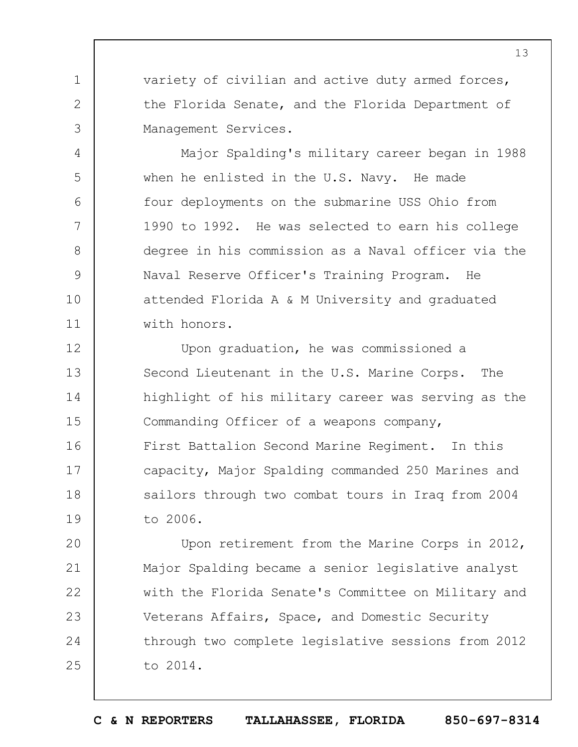variety of civilian and active duty armed forces, the Florida Senate, and the Florida Department of Management Services.

Major Spalding's military career began in 1988 when he enlisted in the U.S. Navy. He made four deployments on the submarine USS Ohio from 1990 to 1992. He was selected to earn his college degree in his commission as a Naval officer via the Naval Reserve Officer's Training Program. He attended Florida A & M University and graduated with honors.

Upon graduation, he was commissioned a Second Lieutenant in the U.S. Marine Corps. The highlight of his military career was serving as the Commanding Officer of a weapons company, First Battalion Second Marine Regiment. In this capacity, Major Spalding commanded 250 Marines and sailors through two combat tours in Iraq from 2004 to 2006.

Upon retirement from the Marine Corps in 2012, Major Spalding became a senior legislative analyst with the Florida Senate's Committee on Military and Veterans Affairs, Space, and Domestic Security through two complete legislative sessions from 2012 to 2014.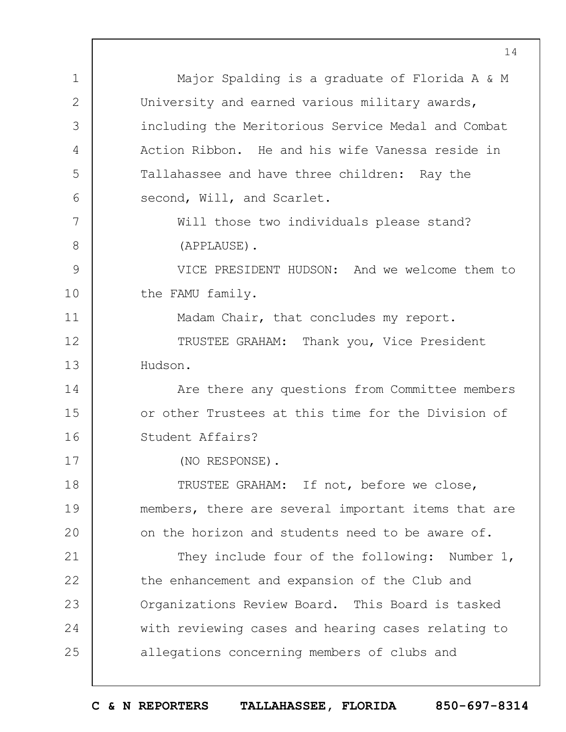Major Spalding is a graduate of Florida A & M University and earned various military awards, including the Meritorious Service Medal and Combat Action Ribbon. He and his wife Vanessa reside in Tallahassee and have three children: Ray the second, Will, and Scarlet.

Will those two individuals please stand?

(APPLAUSE).

VICE PRESIDENT HUDSON: And we welcome them to the FAMU family.

Madam Chair, that concludes my report.

TRUSTEE GRAHAM: Thank you, Vice President Hudson.

Are there any questions from Committee members or other Trustees at this time for the Division of Student Affairs?

(NO RESPONSE).

TRUSTEE GRAHAM: If not, before we close, members, there are several important items that are on the horizon and students need to be aware of.

They include four of the following: Number 1, the enhancement and expansion of the Club and Organizations Review Board. This Board is tasked with reviewing cases and hearing cases relating to allegations concerning members of clubs and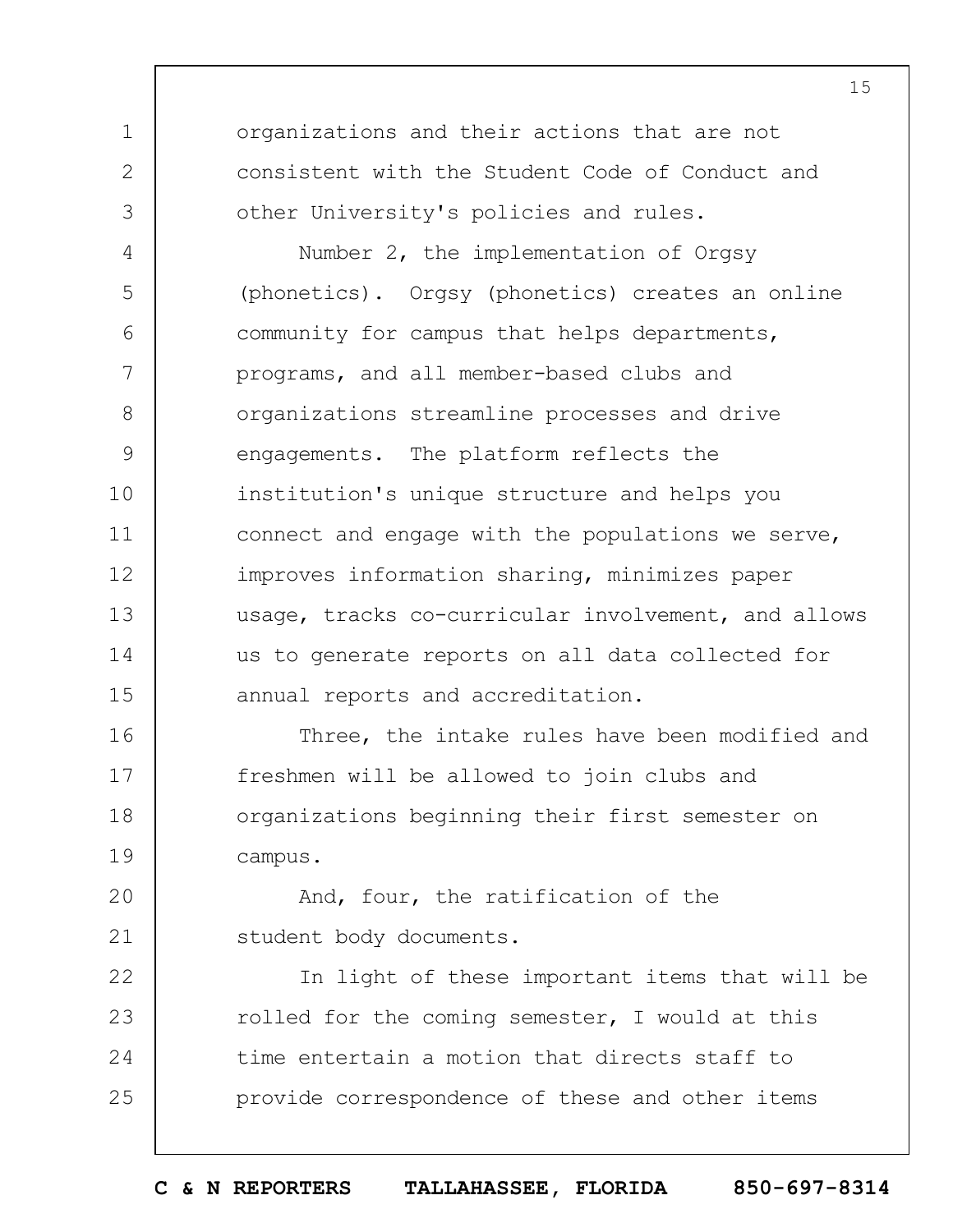organizations and their actions that are not consistent with the Student Code of Conduct and other University's policies and rules.

Number 2, the implementation of Orgsy (phonetics). Orgsy (phonetics) creates an online community for campus that helps departments, programs, and all member-based clubs and organizations streamline processes and drive engagements. The platform reflects the institution's unique structure and helps you connect and engage with the populations we serve, improves information sharing, minimizes paper usage, tracks co-curricular involvement, and allows us to generate reports on all data collected for annual reports and accreditation.

Three, the intake rules have been modified and freshmen will be allowed to join clubs and organizations beginning their first semester on campus.

And, four, the ratification of the student body documents.

In light of these important items that will be rolled for the coming semester, I would at this time entertain a motion that directs staff to provide correspondence of these and other items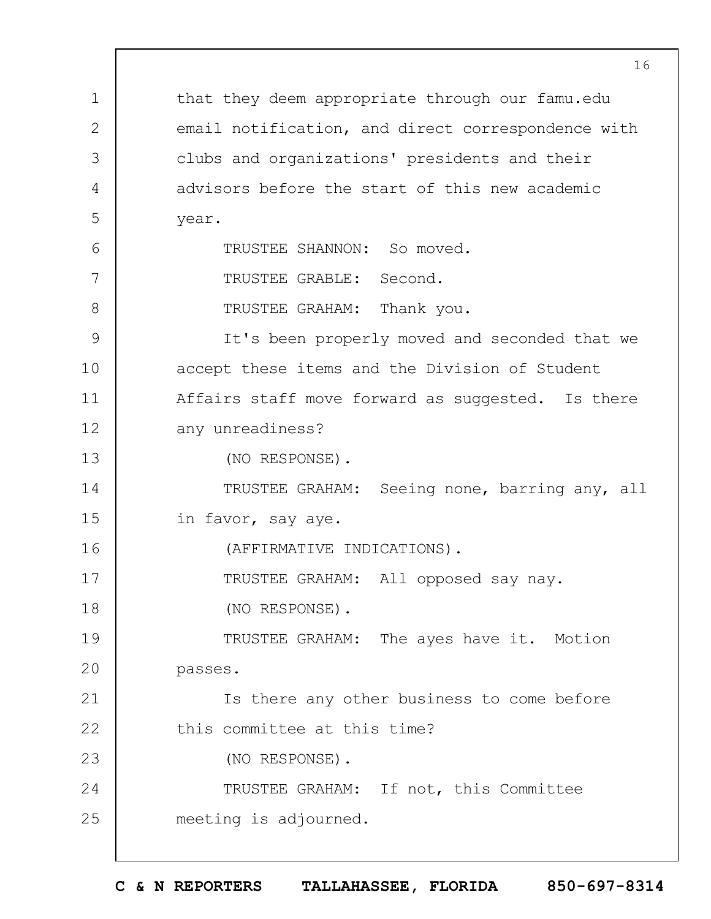that they deem appropriate through our famu.edu email notification, and direct correspondence with clubs and organizations' presidents and their advisors before the start of this new academic year.

TRUSTEE SHANNON: So moved.

TRUSTEE GRABLE: Second.

TRUSTEE GRAHAM: Thank you.

It's been properly moved and seconded that we accept these items and the Division of Student Affairs staff move forward as suggested. Is there any unreadiness?

(NO RESPONSE).

TRUSTEE GRAHAM: Seeing none, barring any, all in favor, say aye.

(AFFIRMATIVE INDICATIONS).

TRUSTEE GRAHAM: All opposed say nay.

(NO RESPONSE).

TRUSTEE GRAHAM: The ayes have it. Motion passes.

Is there any other business to come before this committee at this time?

(NO RESPONSE).

TRUSTEE GRAHAM: If not, this Committee meeting is adjourned.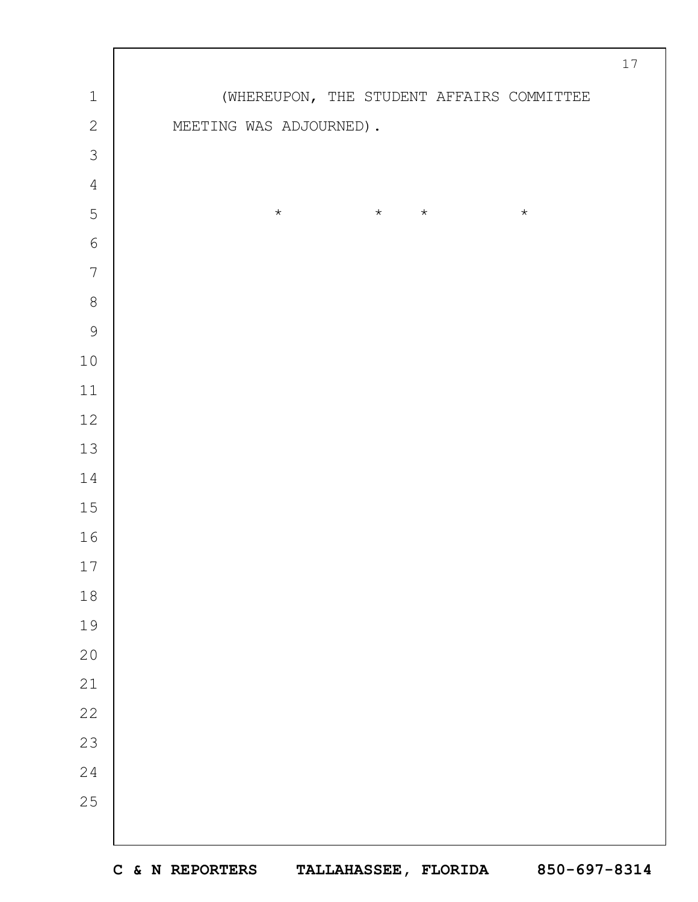(WHEREUPON, THE STUDENT AFFAIRS COMMITTEE MEETING WAS ADJOURNED).

\*          \*     \*          \*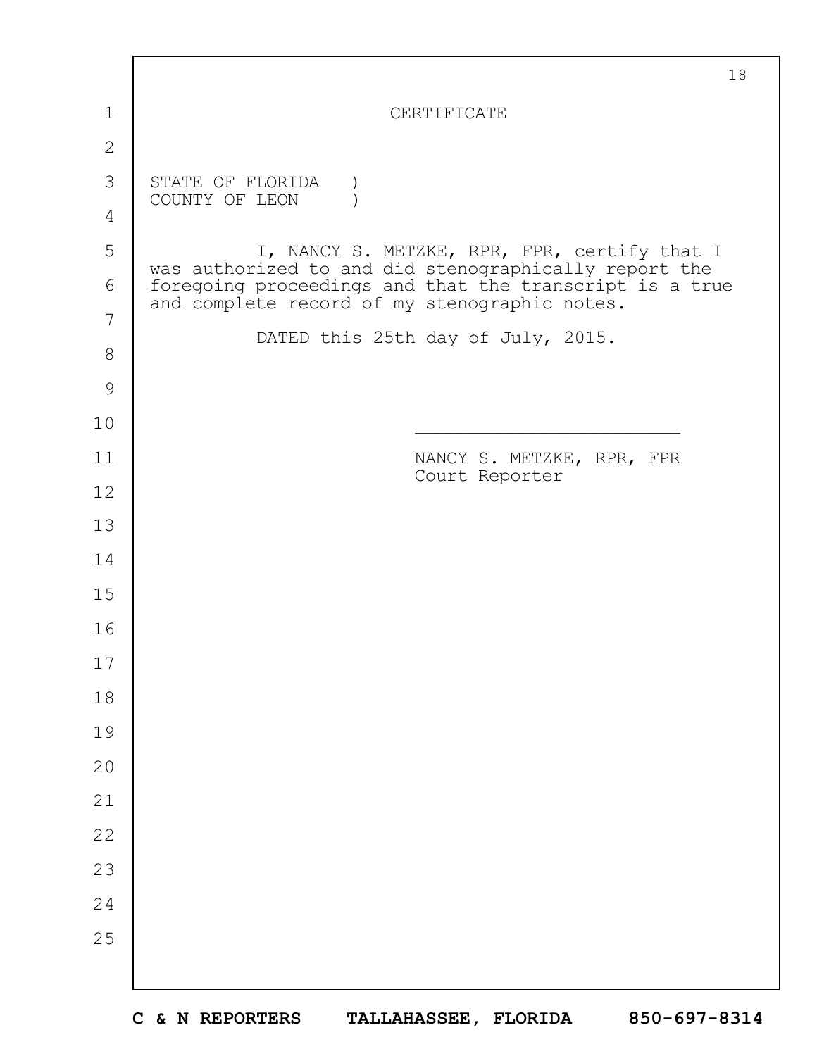# CERTIFICATE

STATE OF FLORIDA )
COUNTY OF LEON )

I, NANCY S. METZKE, RPR, FPR, certify that I was authorized to and did stenographically report the foregoing proceedings and that the transcript is a true and complete record of my stenographic notes.

DATED this 25th day of July, 2015.

\_\_\_\_\_\_\_\_\_\_\_\_\_\_\_\_\_\_\_\_\_\_\_\_\_

NANCY S. METZKE, RPR, FPR
Court Reporter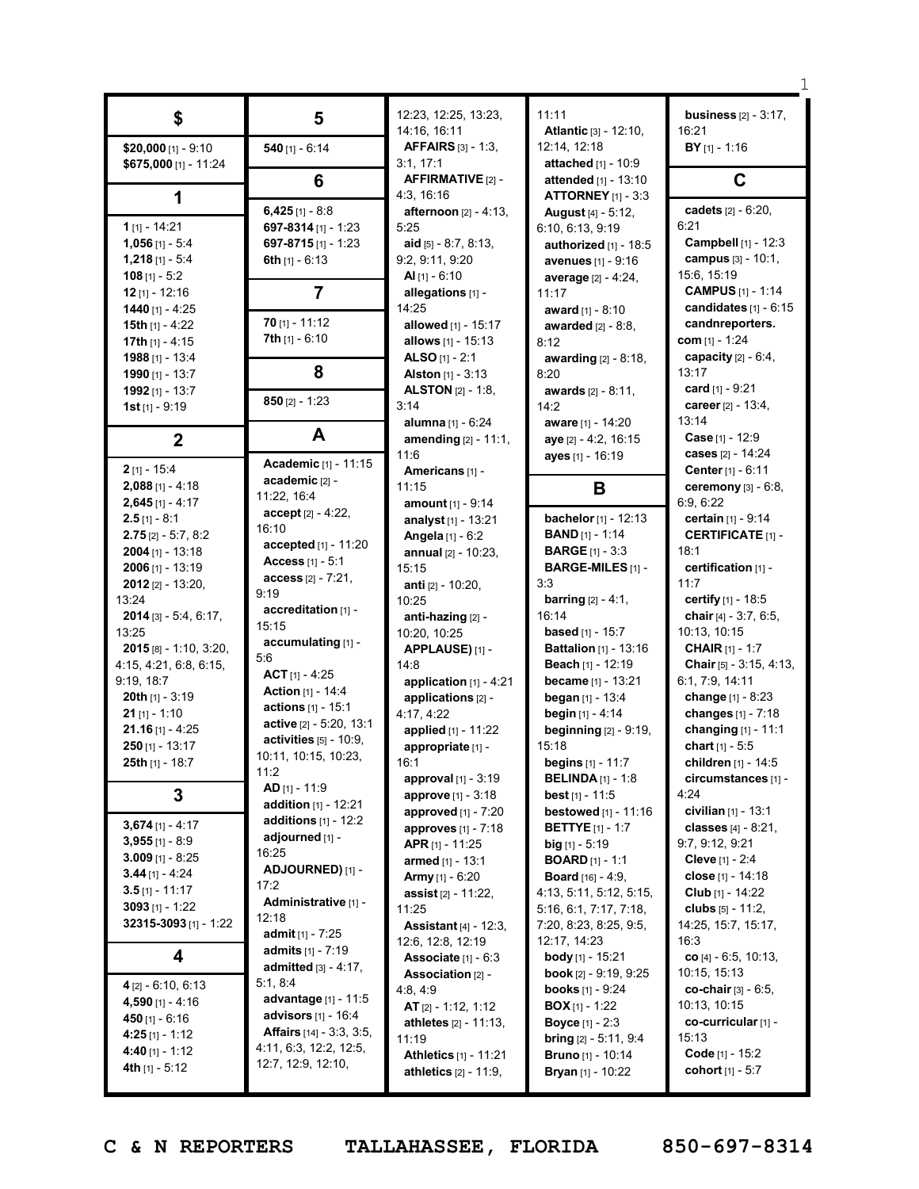## $

**$20,000** [1] - 9:10
**$675,000** [1] - 11:24

## 1

**1** [1] - 14:21
**1,056** [1] - 5:4
**1,218** [1] - 5:4
**108** [1] - 5:2
**12** [1] - 12:16
**1440** [1] - 4:25
**15th** [1] - 4:22
**17th** [1] - 4:15
**1988** [1] - 13:4
**1990** [1] - 13:7
**1992** [1] - 13:7
**1st** [1] - 9:19

## 2

**2** [1] - 15:4
**2,088** [1] - 4:18
**2,645** [1] - 4:17
**2.5** [1] - 8:1
**2.75** [2] - 5:7, 8:2
**2004** [1] - 13:18
**2006** [1] - 13:19
**2012** [2] - 13:20, 13:24
**2014** [3] - 5:4, 6:17, 13:25
**2015** [8] - 1:10, 3:20, 4:15, 4:21, 6:8, 6:15, 9:19, 18:7
**20th** [1] - 3:19
**21** [1] - 1:10
**21.16** [1] - 4:25
**250** [1] - 13:17
**25th** [1] - 18:7

## 3

**3,674** [1] - 4:17
**3,955** [1] - 8:9
**3.009** [1] - 8:25
**3.44** [1] - 4:24
**3.5** [1] - 11:17
**3093** [1] - 1:22
**32315-3093** [1] - 1:22

## 4

**4** [2] - 6:10, 6:13
**4,590** [1] - 4:16
**450** [1] - 6:16
**4:25** [1] - 1:12
**4:40** [1] - 1:12
**4th** [1] - 5:12

## 5

**540** [1] - 6:14

## 6

**6,425** [1] - 8:8
**697-8314** [1] - 1:23
**697-8715** [1] - 1:23
**6th** [1] - 6:13

## 7

**70** [1] - 11:12
**7th** [1] - 6:10

## 8

**850** [2] - 1:23

## A

**Academic** [1] - 11:15
**academic** [2] - 11:22, 16:4
**accept** [2] - 4:22, 16:10
**accepted** [1] - 11:20
**Access** [1] - 5:1
**access** [2] - 7:21, 9:19
**accreditation** [1] - 15:15
**accumulating** [1] - 5:6
**ACT** [1] - 4:25
**Action** [1] - 14:4
**actions** [1] - 15:1
**active** [2] - 5:20, 13:1
**activities** [5] - 10:9, 10:11, 10:15, 10:23, 11:2
**AD** [1] - 11:9
**addition** [1] - 12:21
**additions** [1] - 12:2
**adjourned** [1] - 16:25
**ADJOURNED)** [1] - 17:2
**Administrative** [1] - 12:18
**admit** [1] - 7:25
**admits** [1] - 7:19
**admitted** [3] - 4:17, 5:1, 8:4
**advantage** [1] - 11:5
**advisors** [1] - 16:4
**Affairs** [14] - 3:3, 3:5, 4:11, 6:3, 12:2, 12:5, 12:7, 12:9, 12:10, 12:23, 12:25, 13:23, 14:16, 16:11
**AFFAIRS** [3] - 1:3, 3:1, 17:1
**AFFIRMATIVE** [2] - 4:3, 16:16
**afternoon** [2] - 4:13, 5:25
**aid** [5] - 8:7, 8:13, 9:2, 9:11, 9:20
**Al** [1] - 6:10
**allegations** [1] - 14:25
**allowed** [1] - 15:17
**allows** [1] - 15:13
**ALSO** [1] - 2:1
**Alston** [1] - 3:13
**ALSTON** [2] - 1:8, 3:14
**alumna** [1] - 6:24
**amending** [2] - 11:1, 11:6
**Americans** [1] - 11:15
**amount** [1] - 9:14
**analyst** [1] - 13:21
**Angela** [1] - 6:2
**annual** [2] - 10:23, 15:15
**anti** [2] - 10:20, 10:25
**anti-hazing** [2] - 10:20, 10:25
**APPLAUSE)** [1] - 14:8
**application** [1] - 4:21
**applications** [2] - 4:17, 4:22
**applied** [1] - 11:22
**appropriate** [1] - 16:1
**approval** [1] - 3:19
**approve** [1] - 3:18
**approved** [1] - 7:20
**approves** [1] - 7:18
**APR** [1] - 11:25
**armed** [1] - 13:1
**Army** [1] - 6:20
**assist** [2] - 11:22, 11:25
**Assistant** [4] - 12:3, 12:6, 12:8, 12:19
**Associate** [1] - 6:3
**Association** [2] - 4:8, 4:9
**AT** [2] - 1:12, 1:12
**athletes** [2] - 11:13, 11:19
**Athletics** [1] - 11:21
**athletics** [2] - 11:9, 11:11
**Atlantic** [3] - 12:10, 12:14, 12:18
**attached** [1] - 10:9
**attended** [1] - 13:10
**ATTORNEY** [1] - 3:3
**August** [4] - 5:12, 6:10, 6:13, 9:19
**authorized** [1] - 18:5
**avenues** [1] - 9:16
**average** [2] - 4:24, 11:17
**award** [1] - 8:10
**awarded** [2] - 8:8, 8:12
**awarding** [2] - 8:18, 8:20
**awards** [2] - 8:11, 14:2
**aware** [1] - 14:20
**aye** [2] - 4:2, 16:15
**ayes** [1] - 16:19

## B

**bachelor** [1] - 12:13
**BAND** [1] - 1:14
**BARGE** [1] - 3:3
**BARGE-MILES** [1] - 3:3
**barring** [2] - 4:1, 16:14
**based** [1] - 15:7
**Battalion** [1] - 13:16
**Beach** [1] - 12:19
**became** [1] - 13:21
**began** [1] - 13:4
**begin** [1] - 4:14
**beginning** [2] - 9:19, 15:18
**begins** [1] - 11:7
**BELINDA** [1] - 1:8
**best** [1] - 11:5
**bestowed** [1] - 11:16
**BETTYE** [1] - 1:7
**big** [1] - 5:19
**BOARD** [1] - 1:1
**Board** [16] - 4:9, 4:13, 5:11, 5:12, 5:15, 5:16, 6:1, 7:17, 7:18, 7:20, 8:23, 8:25, 9:5, 12:17, 14:23
**body** [1] - 15:21
**book** [2] - 9:19, 9:25
**books** [1] - 9:24
**BOX** [1] - 1:22
**Boyce** [1] - 2:3
**bring** [2] - 5:11, 9:4
**Bruno** [1] - 10:14
**Bryan** [1] - 10:22
**business** [2] - 3:17, 16:21
**BY** [1] - 1:16

## C

**cadets** [2] - 6:20, 6:21
**Campbell** [1] - 12:3
**campus** [3] - 10:1, 15:6, 15:19
**CAMPUS** [1] - 1:14
**candidates** [1] - 6:15
**candnreporters.com** [1] - 1:24
**capacity** [2] - 6:4, 13:17
**card** [1] - 9:21
**career** [2] - 13:4, 13:14
**Case** [1] - 12:9
**cases** [2] - 14:24
**Center** [1] - 6:11
**ceremony** [3] - 6:8, 6:9, 6:22
**certain** [1] - 9:14
**CERTIFICATE** [1] - 18:1
**certification** [1] - 11:7
**certify** [1] - 18:5
**chair** [4] - 3:7, 6:5, 10:13, 10:15
**CHAIR** [1] - 1:7
**Chair** [5] - 3:15, 4:13, 6:1, 7:9, 14:11
**change** [1] - 8:23
**changes** [1] - 7:18
**changing** [1] - 11:1
**chart** [1] - 5:5
**children** [1] - 14:5
**circumstances** [1] - 4:24
**civilian** [1] - 13:1
**classes** [4] - 8:21, 9:7, 9:12, 9:21
**Cleve** [1] - 2:4
**close** [1] - 14:18
**Club** [1] - 14:22
**clubs** [5] - 11:2, 14:25, 15:7, 15:17, 16:3
**co** [4] - 6:5, 10:13, 10:15, 15:13
**co-chair** [3] - 6:5, 10:13, 10:15
**co-curricular** [1] - 15:13
**Code** [1] - 15:2
**cohort** [1] - 5:7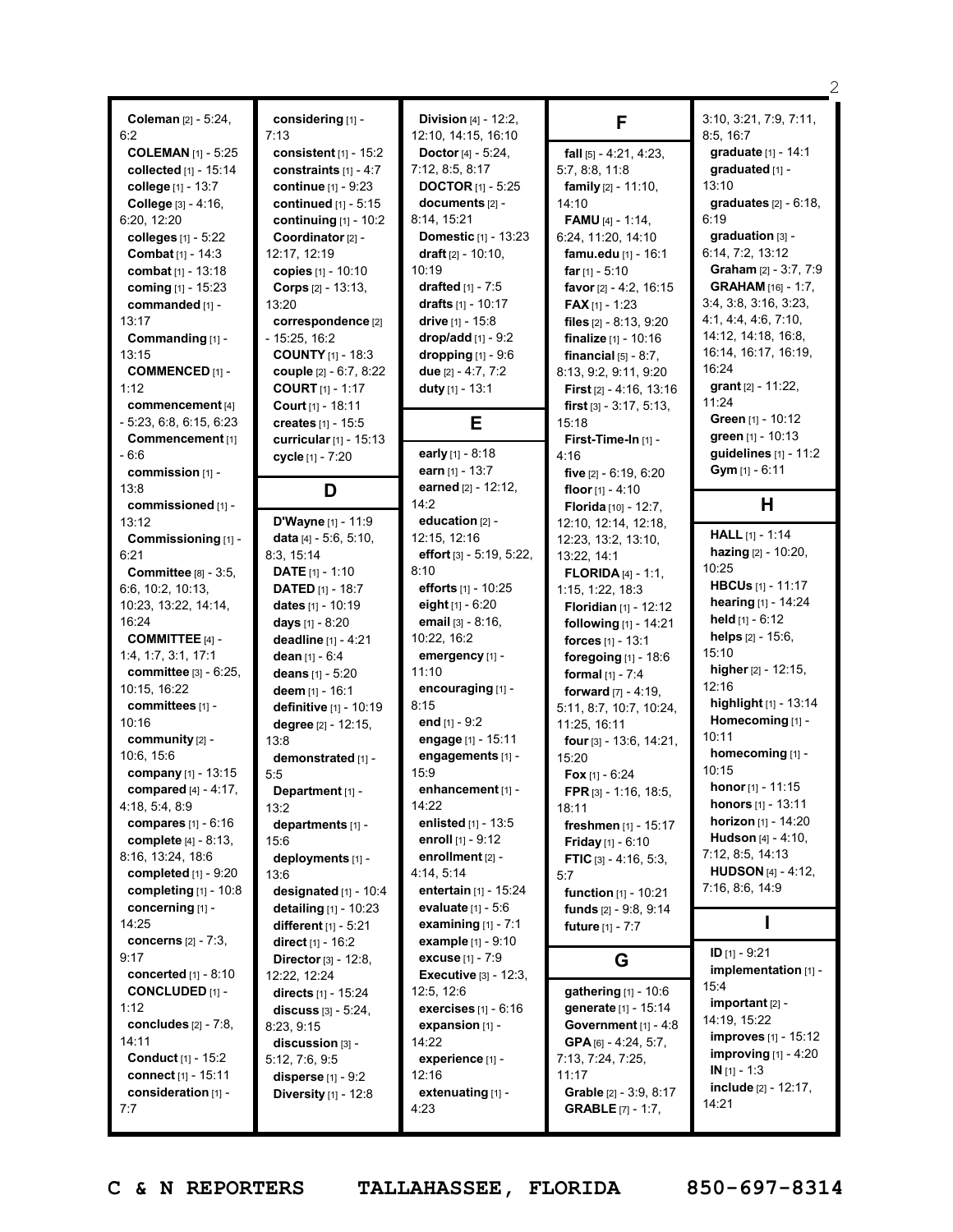**Coleman** [2] - 5:24, 6:2
**COLEMAN** [1] - 5:25
**collected** [1] - 15:14
**college** [1] - 13:7
**College** [3] - 4:16, 6:20, 12:20
**colleges** [1] - 5:22
**Combat** [1] - 14:3
**combat** [1] - 13:18
**coming** [1] - 15:23
**commanded** [1] - 13:17
**Commanding** [1] - 13:15
**COMMENCED** [1] - 1:12
**commencement** [4] - 5:23, 6:8, 6:15, 6:23
**Commencement** [1] - 6:6
**commission** [1] - 13:8
**commissioned** [1] - 13:12
**Commissioning** [1] - 6:21
**Committee** [8] - 3:5, 6:6, 10:2, 10:13, 10:23, 13:22, 14:14, 16:24
**COMMITTEE** [4] - 1:4, 1:7, 3:1, 17:1
**committee** [3] - 6:25, 10:15, 16:22
**committees** [1] - 10:16
**community** [2] - 10:6, 15:6
**company** [1] - 13:15
**compared** [4] - 4:17, 4:18, 5:4, 8:9
**compares** [1] - 6:16
**complete** [4] - 8:13, 8:16, 13:24, 18:6
**completed** [1] - 9:20
**completing** [1] - 10:8
**concerning** [1] - 14:25
**concerns** [2] - 7:3, 9:17
**concerted** [1] - 8:10
**CONCLUDED** [1] - 1:12
**concludes** [2] - 7:8, 14:11
**Conduct** [1] - 15:2
**connect** [1] - 15:11
**consideration** [1] - 7:7
**considering** [1] - 7:13
**consistent** [1] - 15:2
**constraints** [1] - 4:7
**continue** [1] - 9:23
**continued** [1] - 5:15
**continuing** [1] - 10:2
**Coordinator** [2] - 12:17, 12:19
**copies** [1] - 10:10
**Corps** [2] - 13:13, 13:20
**correspondence** [2] - 15:25, 16:2
**COUNTY** [1] - 18:3
**couple** [2] - 6:7, 8:22
**COURT** [1] - 1:17
**Court** [1] - 18:11
**creates** [1] - 15:5
**curricular** [1] - 15:13
**cycle** [1] - 7:20

## D

**D'Wayne** [1] - 11:9
**data** [4] - 5:6, 5:10, 8:3, 15:14
**DATE** [1] - 1:10
**DATED** [1] - 18:7
**dates** [1] - 10:19
**days** [1] - 8:20
**deadline** [1] - 4:21
**dean** [1] - 6:4
**deans** [1] - 5:20
**deem** [1] - 16:1
**definitive** [1] - 10:19
**degree** [2] - 12:15, 13:8
**demonstrated** [1] - 5:5
**Department** [1] - 13:2
**departments** [1] - 15:6
**deployments** [1] - 13:6
**designated** [1] - 10:4
**detailing** [1] - 10:23
**different** [1] - 5:21
**direct** [1] - 16:2
**Director** [3] - 12:8, 12:22, 12:24
**directs** [1] - 15:24
**discuss** [3] - 5:24, 8:23, 9:15
**discussion** [3] - 5:12, 7:6, 9:5
**disperse** [1] - 9:2
**Diversity** [1] - 12:8
**Division** [4] - 12:2, 12:10, 14:15, 16:10
**Doctor** [4] - 5:24, 7:12, 8:5, 8:17
**DOCTOR** [1] - 5:25
**documents** [2] - 8:14, 15:21
**Domestic** [1] - 13:23
**draft** [2] - 10:10, 10:19
**drafted** [1] - 7:5
**drafts** [1] - 10:17
**drive** [1] - 15:8
**drop/add** [1] - 9:2
**dropping** [1] - 9:6
**due** [2] - 4:7, 7:2
**duty** [1] - 13:1

## E

**early** [1] - 8:18
**earn** [1] - 13:7
**earned** [2] - 12:12, 14:2
**education** [2] - 12:15, 12:16
**effort** [3] - 5:19, 5:22, 8:10
**efforts** [1] - 10:25
**eight** [1] - 6:20
**email** [3] - 8:16, 10:22, 16:2
**emergency** [1] - 11:10
**encouraging** [1] - 8:15
**end** [1] - 9:2
**engage** [1] - 15:11
**engagements** [1] - 15:9
**enhancement** [1] - 14:22
**enlisted** [1] - 13:5
**enroll** [1] - 9:12
**enrollment** [2] - 4:14, 5:14
**entertain** [1] - 15:24
**evaluate** [1] - 5:6
**examining** [1] - 7:1
**example** [1] - 9:10
**excuse** [1] - 7:9
**Executive** [3] - 12:3, 12:5, 12:6
**exercises** [1] - 6:16
**expansion** [1] - 14:22
**experience** [1] - 12:16
**extenuating** [1] - 4:23

## F

**fall** [5] - 4:21, 4:23, 5:7, 8:8, 11:8
**family** [2] - 11:10, 14:10
**FAMU** [4] - 1:14, 6:24, 11:20, 14:10
**famu.edu** [1] - 16:1
**far** [1] - 5:10
**favor** [2] - 4:2, 16:15
**FAX** [1] - 1:23
**files** [2] - 8:13, 9:20
**finalize** [1] - 10:16
**financial** [5] - 8:7, 8:13, 9:2, 9:11, 9:20
**First** [2] - 4:16, 13:16
**first** [3] - 3:17, 5:13, 15:18
**First-Time-In** [1] - 4:16
**five** [2] - 6:19, 6:20
**floor** [1] - 4:10
**Florida** [10] - 12:7, 12:10, 12:14, 12:18, 12:23, 13:2, 13:10, 13:22, 14:1
**FLORIDA** [4] - 1:1, 1:15, 1:22, 18:3
**Floridian** [1] - 12:12
**following** [1] - 14:21
**forces** [1] - 13:1
**foregoing** [1] - 18:6
**formal** [1] - 7:4
**forward** [7] - 4:19, 5:11, 8:7, 10:7, 10:24, 11:25, 16:11
**four** [3] - 13:6, 14:21, 15:20
**Fox** [1] - 6:24
**FPR** [3] - 1:16, 18:5, 18:11
**freshmen** [1] - 15:17
**Friday** [1] - 6:10
**FTIC** [3] - 4:16, 5:3, 5:7
**function** [1] - 10:21
**funds** [2] - 9:8, 9:14
**future** [1] - 7:7

## G

**gathering** [1] - 10:6
**generate** [1] - 15:14
**Government** [1] - 4:8
**GPA** [6] - 4:24, 5:7, 7:13, 7:24, 7:25, 11:17
**Grable** [2] - 3:9, 8:17
**GRABLE** [7] - 1:7, 3:10, 3:21, 7:9, 7:11, 8:5, 16:7
**graduate** [1] - 14:1
**graduated** [1] - 13:10
**graduates** [2] - 6:18, 6:19
**graduation** [3] - 6:14, 7:2, 13:12
**Graham** [2] - 3:7, 7:9
**GRAHAM** [16] - 1:7, 3:4, 3:8, 3:16, 3:23, 4:1, 4:4, 4:6, 7:10, 14:12, 14:18, 16:8, 16:14, 16:17, 16:19, 16:24
**grant** [2] - 11:22, 11:24
**Green** [1] - 10:12
**green** [1] - 10:13
**guidelines** [1] - 11:2
**Gym** [1] - 6:11

## H

**HALL** [1] - 1:14
**hazing** [2] - 10:20, 10:25
**HBCUs** [1] - 11:17
**hearing** [1] - 14:24
**held** [1] - 6:12
**helps** [2] - 15:6, 15:10
**higher** [2] - 12:15, 12:16
**highlight** [1] - 13:14
**Homecoming** [1] - 10:11
**homecoming** [1] - 10:15
**honor** [1] - 11:15
**honors** [1] - 13:11
**horizon** [1] - 14:20
**Hudson** [4] - 4:10, 7:12, 8:5, 14:13
**HUDSON** [4] - 4:12, 7:16, 8:6, 14:9

## I

**ID** [1] - 9:21
**implementation** [1] - 15:4
**important** [2] - 14:19, 15:22
**improves** [1] - 15:12
**improving** [1] - 4:20
**IN** [1] - 1:3
**include** [2] - 12:17, 14:21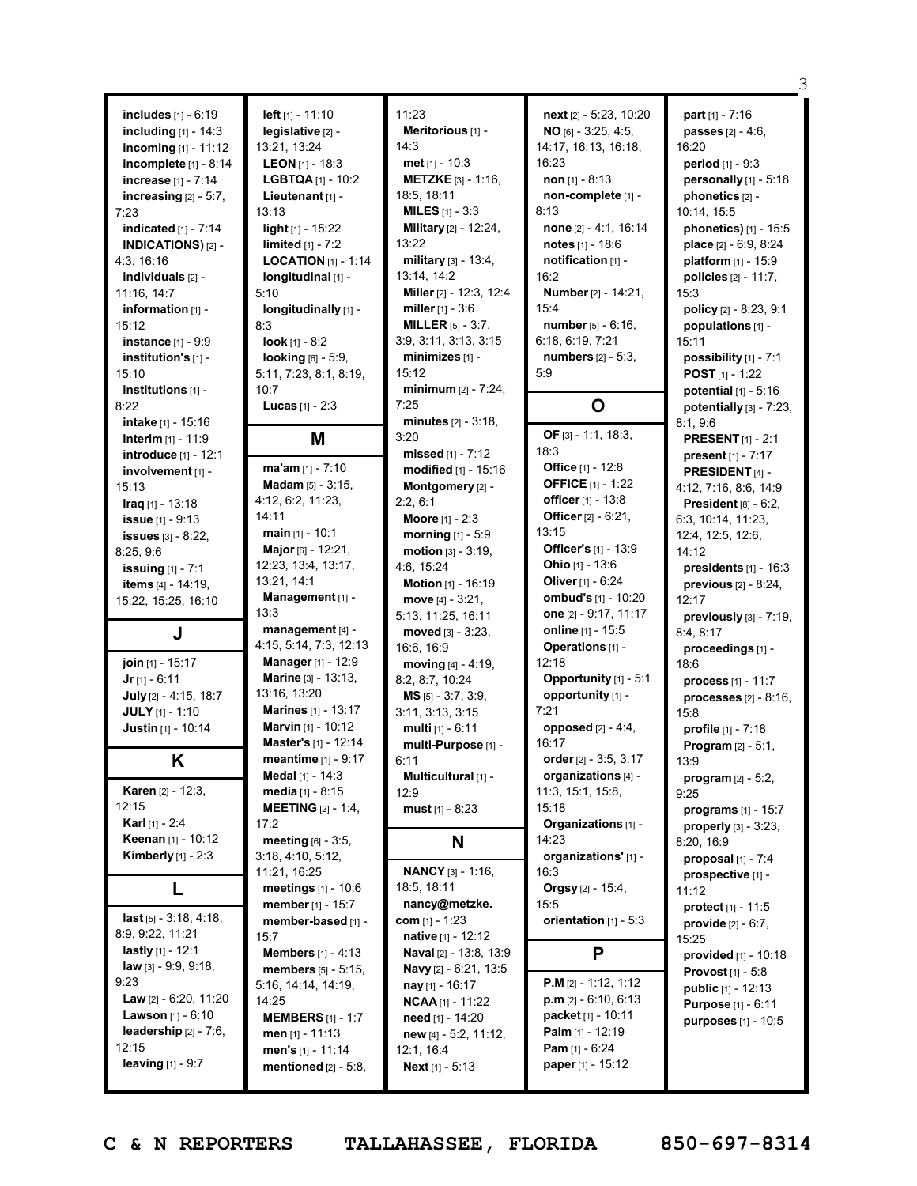**includes** [1] - 6:19
**including** [1] - 14:3
**incoming** [1] - 11:12
**incomplete** [1] - 8:14
**increase** [1] - 7:14
**increasing** [2] - 5:7, 7:23
**indicated** [1] - 7:14
**INDICATIONS)** [2] - 4:3, 16:16
**individuals** [2] - 11:16, 14:7
**information** [1] - 15:12
**instance** [1] - 9:9
**institution's** [1] - 15:10
**institutions** [1] - 8:22
**intake** [1] - 15:16
**Interim** [1] - 11:9
**introduce** [1] - 12:1
**involvement** [1] - 15:13
**Iraq** [1] - 13:18
**issue** [1] - 9:13
**issues** [3] - 8:22, 8:25, 9:6
**issuing** [1] - 7:1
**items** [4] - 14:19, 15:22, 15:25, 16:10

## J

**join** [1] - 15:17
**Jr** [1] - 6:11
**July** [2] - 4:15, 18:7
**JULY** [1] - 1:10
**Justin** [1] - 10:14

## K

**Karen** [2] - 12:3, 12:15
**Karl** [1] - 2:4
**Keenan** [1] - 10:12
**Kimberly** [1] - 2:3

## L

**last** [5] - 3:18, 4:18, 8:9, 9:22, 11:21
**lastly** [1] - 12:1
**law** [3] - 9:9, 9:18, 9:23
**Law** [2] - 6:20, 11:20
**Lawson** [1] - 6:10
**leadership** [2] - 7:6, 12:15
**leaving** [1] - 9:7
**left** [1] - 11:10
**legislative** [2] - 13:21, 13:24
**LEON** [1] - 18:3
**LGBTQA** [1] - 10:2
**Lieutenant** [1] - 13:13
**light** [1] - 15:22
**limited** [1] - 7:2
**LOCATION** [1] - 1:14
**longitudinal** [1] - 5:10
**longitudinally** [1] - 8:3
**look** [1] - 8:2
**looking** [6] - 5:9, 5:11, 7:23, 8:1, 8:19, 10:7
**Lucas** [1] - 2:3

## M

**ma'am** [1] - 7:10
**Madam** [5] - 3:15, 4:12, 6:2, 11:23, 14:11
**main** [1] - 10:1
**Major** [6] - 12:21, 12:23, 13:4, 13:17, 13:21, 14:1
**Management** [1] - 13:3
**management** [4] - 4:15, 5:14, 7:3, 12:13
**Manager** [1] - 12:9
**Marine** [3] - 13:13, 13:16, 13:20
**Marines** [1] - 13:17
**Marvin** [1] - 10:12
**Master's** [1] - 12:14
**meantime** [1] - 9:17
**Medal** [1] - 14:3
**media** [1] - 8:15
**MEETING** [2] - 1:4, 17:2
**meeting** [6] - 3:5, 3:18, 4:10, 5:12, 11:21, 16:25
**meetings** [1] - 10:6
**member** [1] - 15:7
**member-based** [1] - 15:7
**Members** [1] - 4:13
**members** [5] - 5:15, 5:16, 14:14, 14:19, 14:25
**MEMBERS** [1] - 1:7
**men** [1] - 11:13
**men's** [1] - 11:14
**mentioned** [2] - 5:8, 11:23
**Meritorious** [1] - 14:3
**met** [1] - 10:3
**METZKE** [3] - 1:16, 18:5, 18:11
**MILES** [1] - 3:3
**Military** [2] - 12:24, 13:22
**military** [3] - 13:4, 13:14, 14:2
**Miller** [2] - 12:3, 12:4
**miller** [1] - 3:6
**MILLER** [5] - 3:7, 3:9, 3:11, 3:13, 3:15
**minimizes** [1] - 15:12
**minimum** [2] - 7:24, 7:25
**minutes** [2] - 3:18, 3:20
**missed** [1] - 7:12
**modified** [1] - 15:16
**Montgomery** [2] - 2:2, 6:1
**Moore** [1] - 2:3
**morning** [1] - 5:9
**motion** [3] - 3:19, 4:6, 15:24
**Motion** [1] - 16:19
**move** [4] - 3:21, 5:13, 11:25, 16:11
**moved** [3] - 3:23, 16:6, 16:9
**moving** [4] - 4:19, 8:2, 8:7, 10:24
**MS** [5] - 3:7, 3:9, 3:11, 3:13, 3:15
**multi** [1] - 6:11
**multi-Purpose** [1] - 6:11
**Multicultural** [1] - 12:9
**must** [1] - 8:23

## N

**NANCY** [3] - 1:16, 18:5, 18:11
**nancy@metzke.com** [1] - 1:23
**native** [1] - 12:12
**Naval** [2] - 13:8, 13:9
**Navy** [2] - 6:21, 13:5
**nay** [1] - 16:17
**NCAA** [1] - 11:22
**need** [1] - 14:20
**new** [4] - 5:2, 11:12, 12:1, 16:4
**Next** [1] - 5:13
**next** [2] - 5:23, 10:20
**NO** [6] - 3:25, 4:5, 14:17, 16:13, 16:18, 16:23
**non** [1] - 8:13
**non-complete** [1] - 8:13
**none** [2] - 4:1, 16:14
**notes** [1] - 18:6
**notification** [1] - 16:2
**Number** [2] - 14:21, 15:4
**number** [5] - 6:16, 6:18, 6:19, 7:21
**numbers** [2] - 5:3, 5:9

## O

**OF** [3] - 1:1, 18:3, 18:3
**Office** [1] - 12:8
**OFFICE** [1] - 1:22
**officer** [1] - 13:8
**Officer** [2] - 6:21, 13:15
**Officer's** [1] - 13:9
**Ohio** [1] - 13:6
**Oliver** [1] - 6:24
**ombud's** [1] - 10:20
**one** [2] - 9:17, 11:17
**online** [1] - 15:5
**Operations** [1] - 12:18
**Opportunity** [1] - 5:1
**opportunity** [1] - 7:21
**opposed** [2] - 4:4, 16:17
**order** [2] - 3:5, 3:17
**organizations** [4] - 11:3, 15:1, 15:8, 15:18
**Organizations** [1] - 14:23
**organizations'** [1] - 16:3
**Orgsy** [2] - 15:4, 15:5
**orientation** [1] - 5:3

## P

**P.M** [2] - 1:12, 1:12
**p.m** [2] - 6:10, 6:13
**packet** [1] - 10:11
**Palm** [1] - 12:19
**Pam** [1] - 6:24
**paper** [1] - 15:12
**part** [1] - 7:16
**passes** [2] - 4:6, 16:20
**period** [1] - 9:3
**personally** [1] - 5:18
**phonetics** [2] - 10:14, 15:5
**phonetics)** [1] - 15:5
**place** [2] - 6:9, 8:24
**platform** [1] - 15:9
**policies** [2] - 11:7, 15:3
**policy** [2] - 8:23, 9:1
**populations** [1] - 15:11
**possibility** [1] - 7:1
**POST** [1] - 1:22
**potential** [1] - 5:16
**potentially** [3] - 7:23, 8:1, 9:6
**PRESENT** [1] - 2:1
**present** [1] - 7:17
**PRESIDENT** [4] - 4:12, 7:16, 8:6, 14:9
**President** [8] - 6:2, 6:3, 10:14, 11:23, 12:4, 12:5, 12:6, 14:12
**presidents** [1] - 16:3
**previous** [2] - 8:24, 12:17
**previously** [3] - 7:19, 8:4, 8:17
**proceedings** [1] - 18:6
**process** [1] - 11:7
**processes** [2] - 8:16, 15:8
**profile** [1] - 7:18
**Program** [2] - 5:1, 13:9
**program** [2] - 5:2, 9:25
**programs** [1] - 15:7
**properly** [3] - 3:23, 8:20, 16:9
**proposal** [1] - 7:4
**prospective** [1] - 11:12
**protect** [1] - 11:5
**provide** [2] - 6:7, 15:25
**provided** [1] - 10:18
**Provost** [1] - 5:8
**public** [1] - 12:13
**Purpose** [1] - 6:11
**purposes** [1] - 10:5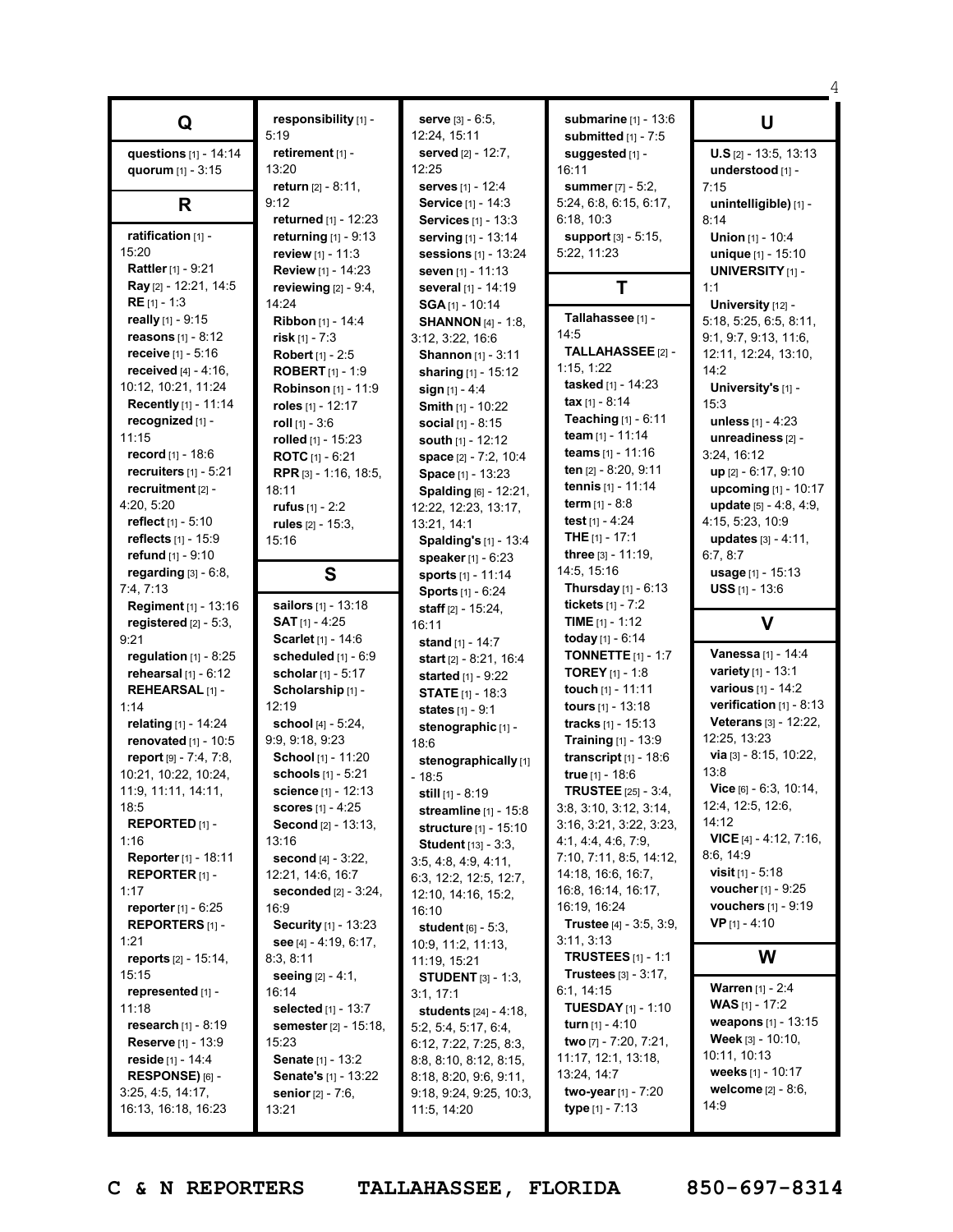## Q

**questions** [1] - 14:14
**quorum** [1] - 3:15

## R

**ratification** [1] - 15:20
**Rattler** [1] - 9:21
**Ray** [2] - 12:21, 14:5
**RE** [1] - 1:3
**really** [1] - 9:15
**reasons** [1] - 8:12
**receive** [1] - 5:16
**received** [4] - 4:16, 10:12, 10:21, 11:24
**Recently** [1] - 11:14
**recognized** [1] - 11:15
**record** [1] - 18:6
**recruiters** [1] - 5:21
**recruitment** [2] - 4:20, 5:20
**reflect** [1] - 5:10
**reflects** [1] - 15:9
**refund** [1] - 9:10
**regarding** [3] - 6:8, 7:4, 7:13
**Regiment** [1] - 13:16
**registered** [2] - 5:3, 9:21
**regulation** [1] - 8:25
**rehearsal** [1] - 6:12
**REHEARSAL** [1] - 1:14
**relating** [1] - 14:24
**renovated** [1] - 10:5
**report** [9] - 7:4, 7:8, 10:21, 10:22, 10:24, 11:9, 11:11, 14:11, 18:5
**REPORTED** [1] - 1:16
**Reporter** [1] - 18:11
**REPORTER** [1] - 1:17
**reporter** [1] - 6:25
**REPORTERS** [1] - 1:21
**reports** [2] - 15:14, 15:15
**represented** [1] - 11:18
**research** [1] - 8:19
**Reserve** [1] - 13:9
**reside** [1] - 14:4
**RESPONSE)** [6] - 3:25, 4:5, 14:17, 16:13, 16:18, 16:23
**responsibility** [1] - 5:19
**retirement** [1] - 13:20
**return** [2] - 8:11, 9:12
**returned** [1] - 12:23
**returning** [1] - 9:13
**review** [1] - 11:3
**Review** [1] - 14:23
**reviewing** [2] - 9:4, 14:24
**Ribbon** [1] - 14:4
**risk** [1] - 7:3
**Robert** [1] - 2:5
**ROBERT** [1] - 1:9
**Robinson** [1] - 11:9
**roles** [1] - 12:17
**roll** [1] - 3:6
**rolled** [1] - 15:23
**ROTC** [1] - 6:21
**RPR** [3] - 1:16, 18:5, 18:11
**rufus** [1] - 2:2
**rules** [2] - 15:3, 15:16

## S

**sailors** [1] - 13:18
**SAT** [1] - 4:25
**Scarlet** [1] - 14:6
**scheduled** [1] - 6:9
**scholar** [1] - 5:17
**Scholarship** [1] - 12:19
**school** [4] - 5:24, 9:9, 9:18, 9:23
**School** [1] - 11:20
**schools** [1] - 5:21
**science** [1] - 12:13
**scores** [1] - 4:25
**Second** [2] - 13:13, 13:16
**second** [4] - 3:22, 12:21, 14:6, 16:7
**seconded** [2] - 3:24, 16:9
**Security** [1] - 13:23
**see** [4] - 4:19, 6:17, 8:3, 8:11
**seeing** [2] - 4:1, 16:14
**selected** [1] - 13:7
**semester** [2] - 15:18, 15:23
**Senate** [1] - 13:2
**Senate's** [1] - 13:22
**senior** [2] - 7:6, 13:21
**serve** [3] - 6:5, 12:24, 15:11
**served** [2] - 12:7, 12:25
**serves** [1] - 12:4
**Service** [1] - 14:3
**Services** [1] - 13:3
**serving** [1] - 13:14
**sessions** [1] - 13:24
**seven** [1] - 11:13
**several** [1] - 14:19
**SGA** [1] - 10:14
**SHANNON** [4] - 1:8, 3:12, 3:22, 16:6
**Shannon** [1] - 3:11
**sharing** [1] - 15:12
**sign** [1] - 4:4
**Smith** [1] - 10:22
**social** [1] - 8:15
**south** [1] - 12:12
**space** [2] - 7:2, 10:4
**Space** [1] - 13:23
**Spalding** [6] - 12:21, 12:22, 12:23, 13:17, 13:21, 14:1
**Spalding's** [1] - 13:4
**speaker** [1] - 6:23
**sports** [1] - 11:14
**Sports** [1] - 6:24
**staff** [2] - 15:24, 16:11
**stand** [1] - 14:7
**start** [2] - 8:21, 16:4
**started** [1] - 9:22
**STATE** [1] - 18:3
**states** [1] - 9:1
**stenographic** [1] - 18:6
**stenographically** [1] - 18:5
**still** [1] - 8:19
**streamline** [1] - 15:8
**structure** [1] - 15:10
**Student** [13] - 3:3, 3:5, 4:8, 4:9, 4:11, 6:3, 12:2, 12:5, 12:7, 12:10, 14:16, 15:2, 16:10
**student** [6] - 5:3, 10:9, 11:2, 11:13, 11:19, 15:21
**STUDENT** [3] - 1:3, 3:1, 17:1
**students** [24] - 4:18, 5:2, 5:4, 5:17, 6:4, 6:12, 7:22, 7:25, 8:3, 8:8, 8:10, 8:12, 8:15, 8:18, 8:20, 9:6, 9:11, 9:18, 9:24, 9:25, 10:3, 11:5, 14:20
**submarine** [1] - 13:6
**submitted** [1] - 7:5
**suggested** [1] - 16:11
**summer** [7] - 5:2, 5:24, 6:8, 6:15, 6:17, 6:18, 10:3
**support** [3] - 5:15, 5:22, 11:23

## T

**Tallahassee** [1] - 14:5
**TALLAHASSEE** [2] - 1:15, 1:22
**tasked** [1] - 14:23
**tax** [1] - 8:14
**Teaching** [1] - 6:11
**team** [1] - 11:14
**teams** [1] - 11:16
**ten** [2] - 8:20, 9:11
**tennis** [1] - 11:14
**term** [1] - 8:8
**test** [1] - 4:24
**THE** [1] - 17:1
**three** [3] - 11:19, 14:5, 15:16
**Thursday** [1] - 6:13
**tickets** [1] - 7:2
**TIME** [1] - 1:12
**today** [1] - 6:14
**TONNETTE** [1] - 1:7
**TOREY** [1] - 1:8
**touch** [1] - 11:11
**tours** [1] - 13:18
**tracks** [1] - 15:13
**Training** [1] - 13:9
**transcript** [1] - 18:6
**true** [1] - 18:6
**TRUSTEE** [25] - 3:4, 3:8, 3:10, 3:12, 3:14, 3:16, 3:21, 3:22, 3:23, 4:1, 4:4, 4:6, 7:9, 7:10, 7:11, 8:5, 14:12, 14:18, 16:6, 16:7, 16:8, 16:14, 16:17, 16:19, 16:24
**Trustee** [4] - 3:5, 3:9, 3:11, 3:13
**TRUSTEES** [1] - 1:1
**Trustees** [3] - 3:17, 6:1, 14:15
**TUESDAY** [1] - 1:10
**turn** [1] - 4:10
**two** [7] - 7:20, 7:21, 11:17, 12:1, 13:18, 13:24, 14:7
**two-year** [1] - 7:20
**type** [1] - 7:13

## U

**U.S** [2] - 13:5, 13:13
**understood** [1] - 7:15
**unintelligible)** [1] - 8:14
**Union** [1] - 10:4
**unique** [1] - 15:10
**UNIVERSITY** [1] - 1:1
**University** [12] - 5:18, 5:25, 6:5, 8:11, 9:1, 9:7, 9:13, 11:6, 12:11, 12:24, 13:10, 14:2
**University's** [1] - 15:3
**unless** [1] - 4:23
**unreadiness** [2] - 3:24, 16:12
**up** [2] - 6:17, 9:10
**upcoming** [1] - 10:17
**update** [5] - 4:8, 4:9, 4:15, 5:23, 10:9
**updates** [3] - 4:11, 6:7, 8:7
**usage** [1] - 15:13
**USS** [1] - 13:6

## V

**Vanessa** [1] - 14:4
**variety** [1] - 13:1
**various** [1] - 14:2
**verification** [1] - 8:13
**Veterans** [3] - 12:22, 12:25, 13:23
**via** [3] - 8:15, 10:22, 13:8
**Vice** [6] - 6:3, 10:14, 12:4, 12:5, 12:6, 14:12
**VICE** [4] - 4:12, 7:16, 8:6, 14:9
**visit** [1] - 5:18
**voucher** [1] - 9:25
**vouchers** [1] - 9:19
**VP** [1] - 4:10

## W

**Warren** [1] - 2:4
**WAS** [1] - 17:2
**weapons** [1] - 13:15
**Week** [3] - 10:10, 10:11, 10:13
**weeks** [1] - 10:17
**welcome** [2] - 8:6, 14:9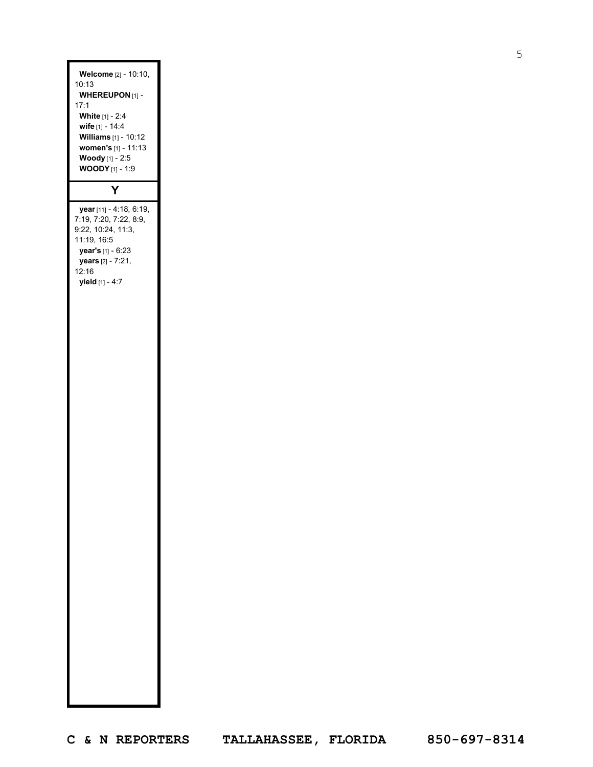**Welcome** [2] - 10:10, 10:13
**WHEREUPON** [1] - 17:1
**White** [1] - 2:4
**wife** [1] - 14:4
**Williams** [1] - 10:12
**women's** [1] - 11:13
**Woody** [1] - 2:5
**WOODY** [1] - 1:9

## Y

**year** [11] - 4:18, 6:19, 7:19, 7:20, 7:22, 8:9, 9:22, 10:24, 11:3, 11:19, 16:5
**year's** [1] - 6:23
**years** [2] - 7:21, 12:16
**yield** [1] - 4:7

C & N REPORTERS TALLAHASSEE, FLORIDA 850-697-8314